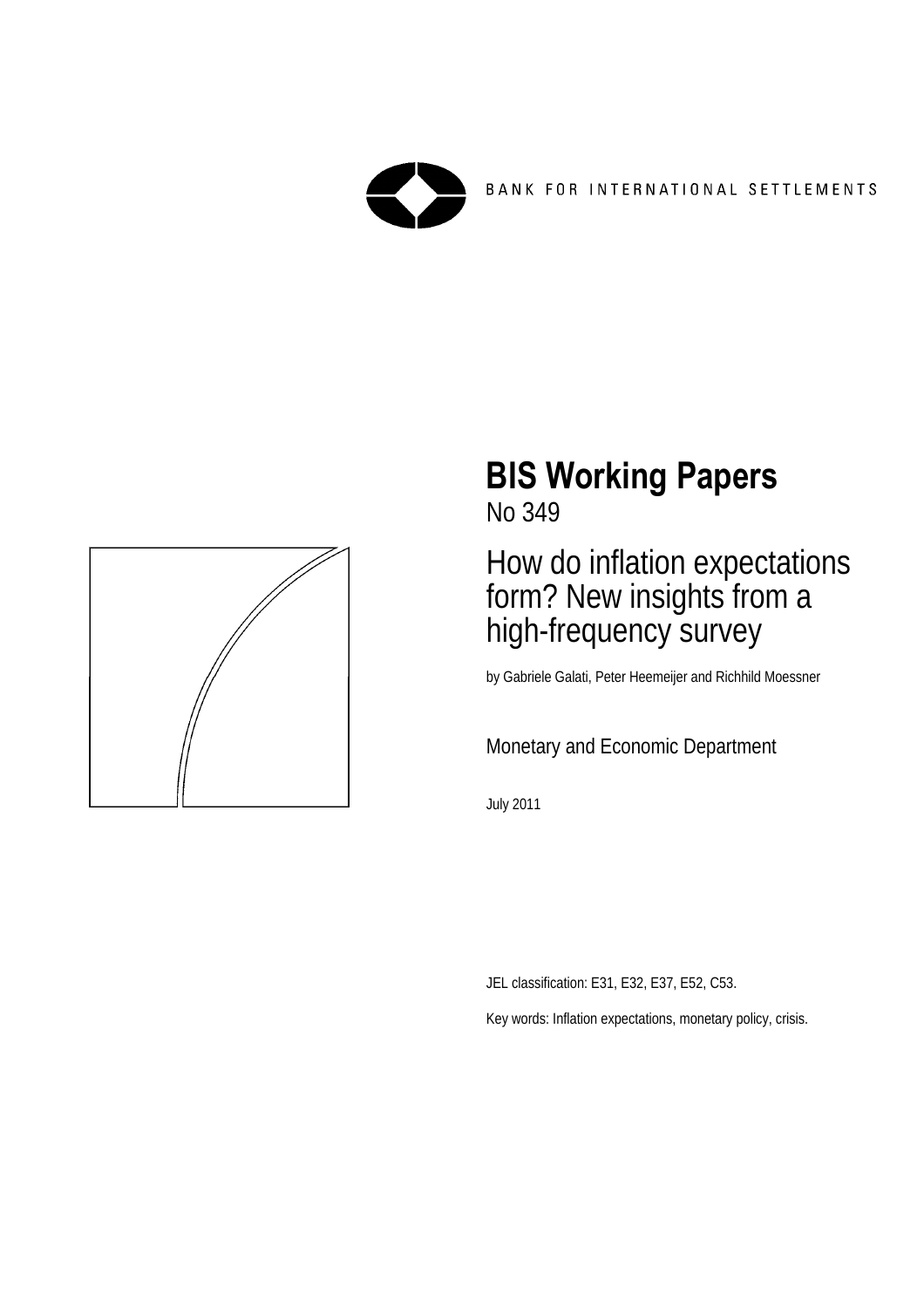BANK FOR INTERNATIONAL SETTLEMENTS

# BIS Working Papers

No 349

## How do inflation expectations form? New insights from a high-frequency survey

by Gabriele Galati, Peter Heemeijer and Richhild Moessner

Monetary and Economic Department

July 2011

JEL classification: E31, E32, E37, E52, C53.

Key words: Inflation expectations, monetary policy, crisis.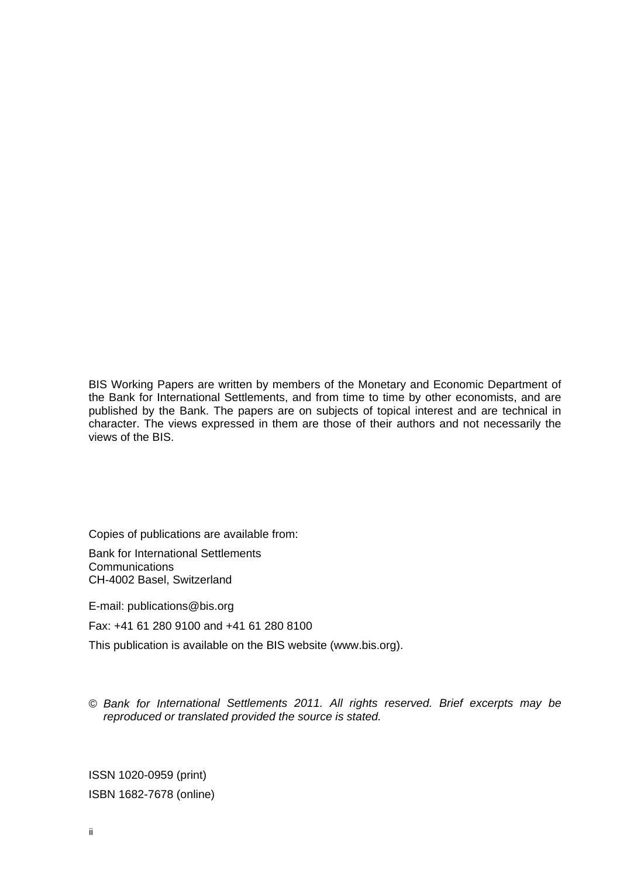BIS Working Papers are written by members of the Monetary and Economic Department of the Bank for International Settlements, and from time to time by other economists, and are published by the Bank. The papers are on subjects of topical interest and are technical in character. The views expressed in them are those of their authors and not necessarily the views of the BIS.

Copies of publications are available from:

Bank for International Settlements
Communications
CH-4002 Basel, Switzerland

E-mail: publications@bis.org

Fax: +41 61 280 9100 and +41 61 280 8100

This publication is available on the BIS website (www.bis.org).

© *Bank for International Settlements 2011. All rights reserved. Brief excerpts may be reproduced or translated provided the source is stated.*

ISSN 1020-0959 (print)

ISBN 1682-7678 (online)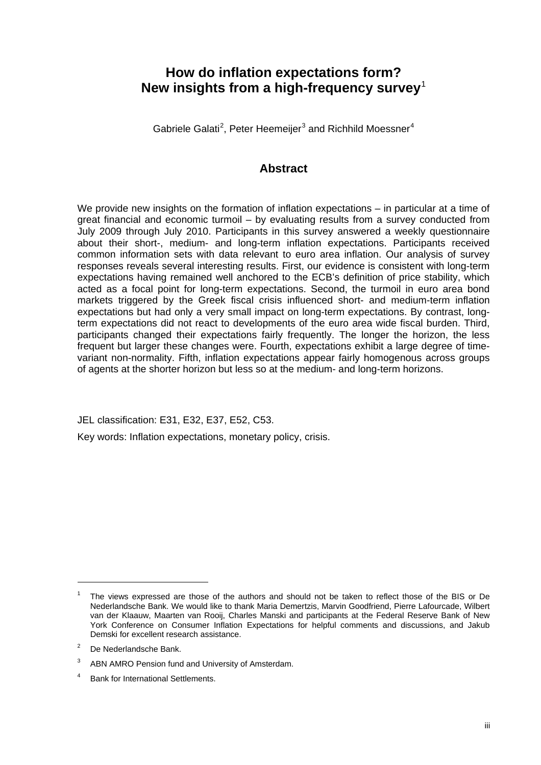# How do inflation expectations form? New insights from a high-frequency survey[1]

Gabriele Galati[2], Peter Heemeijer[3] and Richhild Moessner[4]

## Abstract

We provide new insights on the formation of inflation expectations – in particular at a time of great financial and economic turmoil – by evaluating results from a survey conducted from July 2009 through July 2010. Participants in this survey answered a weekly questionnaire about their short-, medium- and long-term inflation expectations. Participants received common information sets with data relevant to euro area inflation. Our analysis of survey responses reveals several interesting results. First, our evidence is consistent with long-term expectations having remained well anchored to the ECB's definition of price stability, which acted as a focal point for long-term expectations. Second, the turmoil in euro area bond markets triggered by the Greek fiscal crisis influenced short- and medium-term inflation expectations but had only a very small impact on long-term expectations. By contrast, long-term expectations did not react to developments of the euro area wide fiscal burden. Third, participants changed their expectations fairly frequently. The longer the horizon, the less frequent but larger these changes were. Fourth, expectations exhibit a large degree of time-variant non-normality. Fifth, inflation expectations appear fairly homogenous across groups of agents at the shorter horizon but less so at the medium- and long-term horizons.

JEL classification: E31, E32, E37, E52, C53.

Key words: Inflation expectations, monetary policy, crisis.

---

[1] The views expressed are those of the authors and should not be taken to reflect those of the BIS or De Nederlandsche Bank. We would like to thank Maria Demertzis, Marvin Goodfriend, Pierre Lafourcade, Wilbert van der Klaauw, Maarten van Rooij, Charles Manski and participants at the Federal Reserve Bank of New York Conference on Consumer Inflation Expectations for helpful comments and discussions, and Jakub Demski for excellent research assistance.

[2] De Nederlandsche Bank.

[3] ABN AMRO Pension fund and University of Amsterdam.

[4] Bank for International Settlements.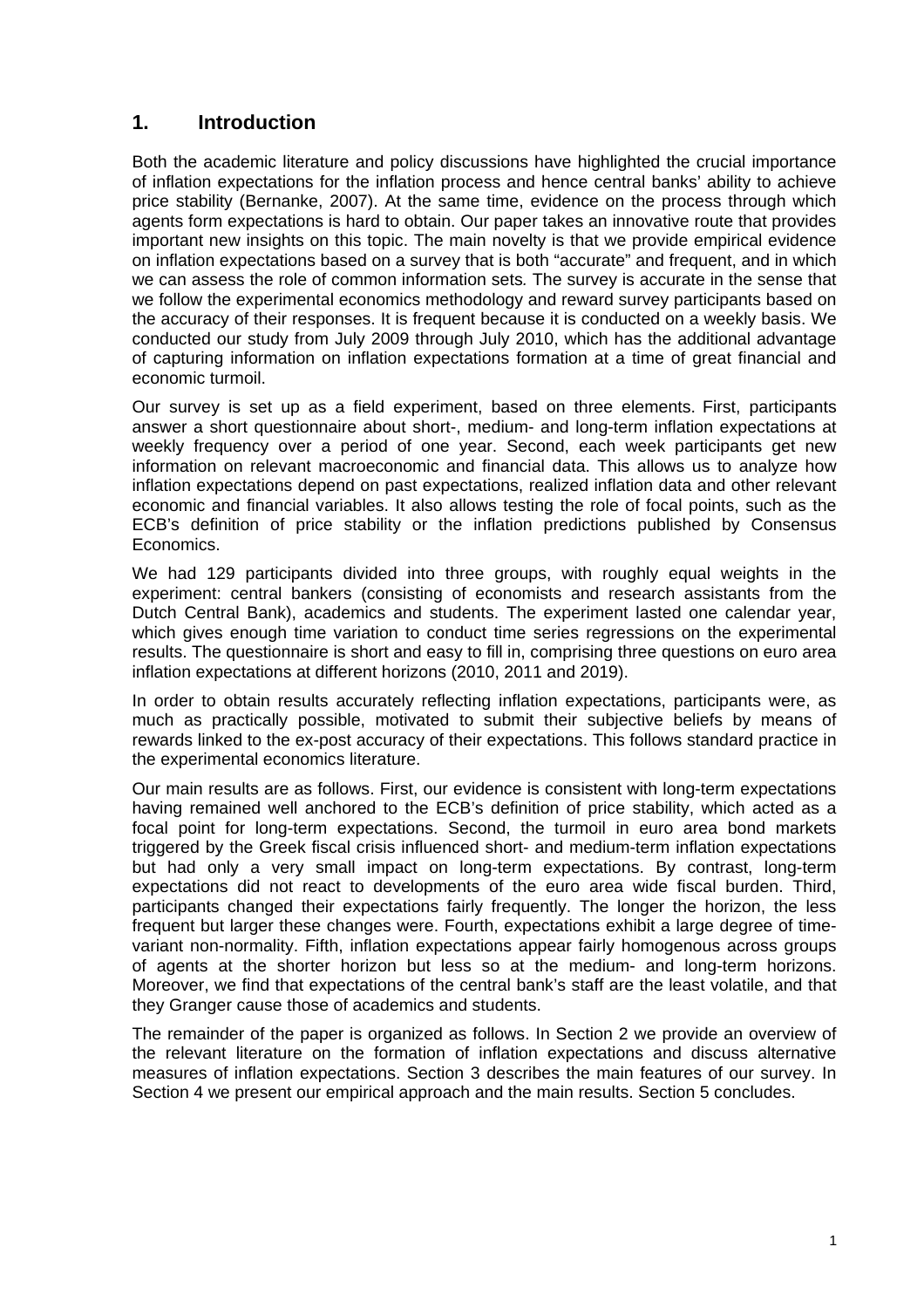## 1. Introduction

Both the academic literature and policy discussions have highlighted the crucial importance of inflation expectations for the inflation process and hence central banks' ability to achieve price stability (Bernanke, 2007). At the same time, evidence on the process through which agents form expectations is hard to obtain. Our paper takes an innovative route that provides important new insights on this topic. The main novelty is that we provide empirical evidence on inflation expectations based on a survey that is both "accurate" and frequent, and in which we can assess the role of common information sets. The survey is accurate in the sense that we follow the experimental economics methodology and reward survey participants based on the accuracy of their responses. It is frequent because it is conducted on a weekly basis. We conducted our study from July 2009 through July 2010, which has the additional advantage of capturing information on inflation expectations formation at a time of great financial and economic turmoil.

Our survey is set up as a field experiment, based on three elements. First, participants answer a short questionnaire about short-, medium- and long-term inflation expectations at weekly frequency over a period of one year. Second, each week participants get new information on relevant macroeconomic and financial data. This allows us to analyze how inflation expectations depend on past expectations, realized inflation data and other relevant economic and financial variables. It also allows testing the role of focal points, such as the ECB's definition of price stability or the inflation predictions published by Consensus Economics.

We had 129 participants divided into three groups, with roughly equal weights in the experiment: central bankers (consisting of economists and research assistants from the Dutch Central Bank), academics and students. The experiment lasted one calendar year, which gives enough time variation to conduct time series regressions on the experimental results. The questionnaire is short and easy to fill in, comprising three questions on euro area inflation expectations at different horizons (2010, 2011 and 2019).

In order to obtain results accurately reflecting inflation expectations, participants were, as much as practically possible, motivated to submit their subjective beliefs by means of rewards linked to the ex-post accuracy of their expectations. This follows standard practice in the experimental economics literature.

Our main results are as follows. First, our evidence is consistent with long-term expectations having remained well anchored to the ECB's definition of price stability, which acted as a focal point for long-term expectations. Second, the turmoil in euro area bond markets triggered by the Greek fiscal crisis influenced short- and medium-term inflation expectations but had only a very small impact on long-term expectations. By contrast, long-term expectations did not react to developments of the euro area wide fiscal burden. Third, participants changed their expectations fairly frequently. The longer the horizon, the less frequent but larger these changes were. Fourth, expectations exhibit a large degree of time-variant non-normality. Fifth, inflation expectations appear fairly homogenous across groups of agents at the shorter horizon but less so at the medium- and long-term horizons. Moreover, we find that expectations of the central bank's staff are the least volatile, and that they Granger cause those of academics and students.

The remainder of the paper is organized as follows. In Section 2 we provide an overview of the relevant literature on the formation of inflation expectations and discuss alternative measures of inflation expectations. Section 3 describes the main features of our survey. In Section 4 we present our empirical approach and the main results. Section 5 concludes.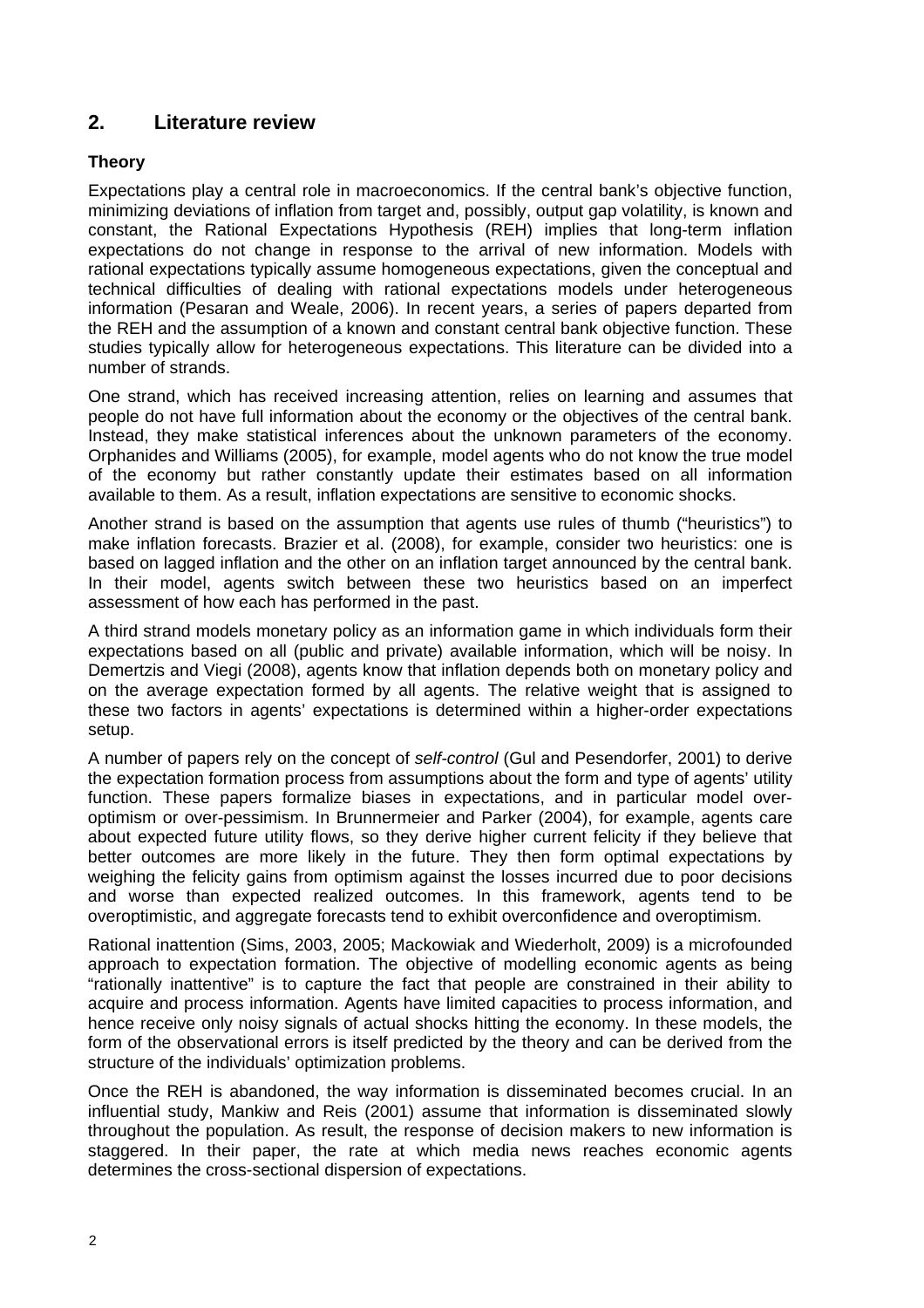## 2. Literature review

### Theory

Expectations play a central role in macroeconomics. If the central bank's objective function, minimizing deviations of inflation from target and, possibly, output gap volatility, is known and constant, the Rational Expectations Hypothesis (REH) implies that long-term inflation expectations do not change in response to the arrival of new information. Models with rational expectations typically assume homogeneous expectations, given the conceptual and technical difficulties of dealing with rational expectations models under heterogeneous information (Pesaran and Weale, 2006). In recent years, a series of papers departed from the REH and the assumption of a known and constant central bank objective function. These studies typically allow for heterogeneous expectations. This literature can be divided into a number of strands.

One strand, which has received increasing attention, relies on learning and assumes that people do not have full information about the economy or the objectives of the central bank. Instead, they make statistical inferences about the unknown parameters of the economy. Orphanides and Williams (2005), for example, model agents who do not know the true model of the economy but rather constantly update their estimates based on all information available to them. As a result, inflation expectations are sensitive to economic shocks.

Another strand is based on the assumption that agents use rules of thumb ("heuristics") to make inflation forecasts. Brazier et al. (2008), for example, consider two heuristics: one is based on lagged inflation and the other on an inflation target announced by the central bank. In their model, agents switch between these two heuristics based on an imperfect assessment of how each has performed in the past.

A third strand models monetary policy as an information game in which individuals form their expectations based on all (public and private) available information, which will be noisy. In Demertzis and Viegi (2008), agents know that inflation depends both on monetary policy and on the average expectation formed by all agents. The relative weight that is assigned to these two factors in agents' expectations is determined within a higher-order expectations setup.

A number of papers rely on the concept of *self-control* (Gul and Pesendorfer, 2001) to derive the expectation formation process from assumptions about the form and type of agents' utility function. These papers formalize biases in expectations, and in particular model over-optimism or over-pessimism. In Brunnermeier and Parker (2004), for example, agents care about expected future utility flows, so they derive higher current felicity if they believe that better outcomes are more likely in the future. They then form optimal expectations by weighing the felicity gains from optimism against the losses incurred due to poor decisions and worse than expected realized outcomes. In this framework, agents tend to be overoptimistic, and aggregate forecasts tend to exhibit overconfidence and overoptimism.

Rational inattention (Sims, 2003, 2005; Mackowiak and Wiederholt, 2009) is a microfounded approach to expectation formation. The objective of modelling economic agents as being "rationally inattentive" is to capture the fact that people are constrained in their ability to acquire and process information. Agents have limited capacities to process information, and hence receive only noisy signals of actual shocks hitting the economy. In these models, the form of the observational errors is itself predicted by the theory and can be derived from the structure of the individuals' optimization problems.

Once the REH is abandoned, the way information is disseminated becomes crucial. In an influential study, Mankiw and Reis (2001) assume that information is disseminated slowly throughout the population. As result, the response of decision makers to new information is staggered. In their paper, the rate at which media news reaches economic agents determines the cross-sectional dispersion of expectations.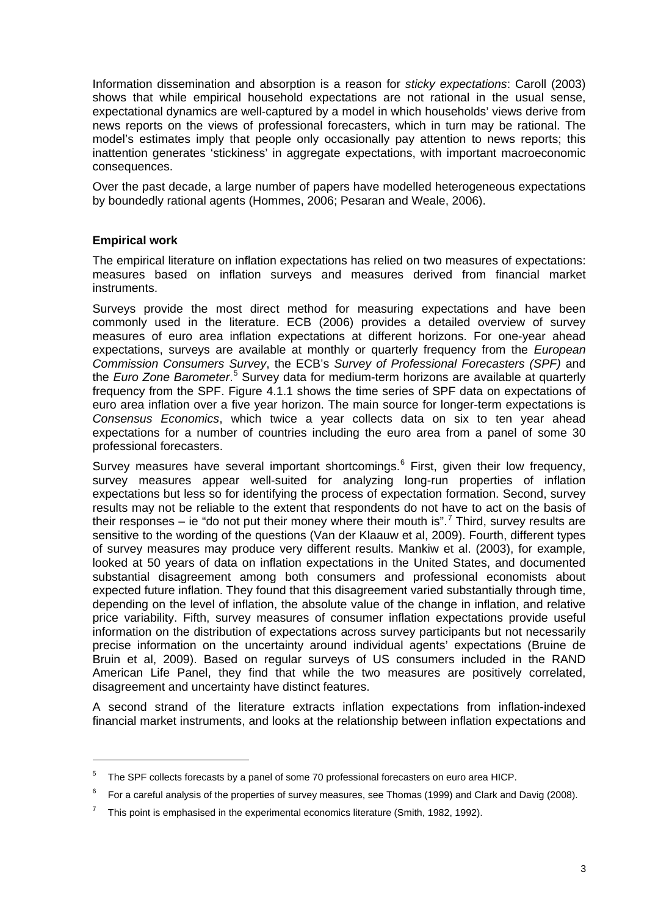Information dissemination and absorption is a reason for *sticky expectations*: Caroll (2003) shows that while empirical household expectations are not rational in the usual sense, expectational dynamics are well-captured by a model in which households' views derive from news reports on the views of professional forecasters, which in turn may be rational. The model's estimates imply that people only occasionally pay attention to news reports; this inattention generates 'stickiness' in aggregate expectations, with important macroeconomic consequences.

Over the past decade, a large number of papers have modelled heterogeneous expectations by boundedly rational agents (Hommes, 2006; Pesaran and Weale, 2006).

**Empirical work**

The empirical literature on inflation expectations has relied on two measures of expectations: measures based on inflation surveys and measures derived from financial market instruments.

Surveys provide the most direct method for measuring expectations and have been commonly used in the literature. ECB (2006) provides a detailed overview of survey measures of euro area inflation expectations at different horizons. For one-year ahead expectations, surveys are available at monthly or quarterly frequency from the *European Commission Consumers Survey*, the ECB's *Survey of Professional Forecasters (SPF)* and the *Euro Zone Barometer*.[5] Survey data for medium-term horizons are available at quarterly frequency from the SPF. Figure 4.1.1 shows the time series of SPF data on expectations of euro area inflation over a five year horizon. The main source for longer-term expectations is *Consensus Economics*, which twice a year collects data on six to ten year ahead expectations for a number of countries including the euro area from a panel of some 30 professional forecasters.

Survey measures have several important shortcomings.[6] First, given their low frequency, survey measures appear well-suited for analyzing long-run properties of inflation expectations but less so for identifying the process of expectation formation. Second, survey results may not be reliable to the extent that respondents do not have to act on the basis of their responses – ie "do not put their money where their mouth is".[7] Third, survey results are sensitive to the wording of the questions (Van der Klaauw et al, 2009). Fourth, different types of survey measures may produce very different results. Mankiw et al. (2003), for example, looked at 50 years of data on inflation expectations in the United States, and documented substantial disagreement among both consumers and professional economists about expected future inflation. They found that this disagreement varied substantially through time, depending on the level of inflation, the absolute value of the change in inflation, and relative price variability. Fifth, survey measures of consumer inflation expectations provide useful information on the distribution of expectations across survey participants but not necessarily precise information on the uncertainty around individual agents' expectations (Bruine de Bruin et al, 2009). Based on regular surveys of US consumers included in the RAND American Life Panel, they find that while the two measures are positively correlated, disagreement and uncertainty have distinct features.

A second strand of the literature extracts inflation expectations from inflation-indexed financial market instruments, and looks at the relationship between inflation expectations and

[5] The SPF collects forecasts by a panel of some 70 professional forecasters on euro area HICP.

[6] For a careful analysis of the properties of survey measures, see Thomas (1999) and Clark and Davig (2008).

[7] This point is emphasised in the experimental economics literature (Smith, 1982, 1992).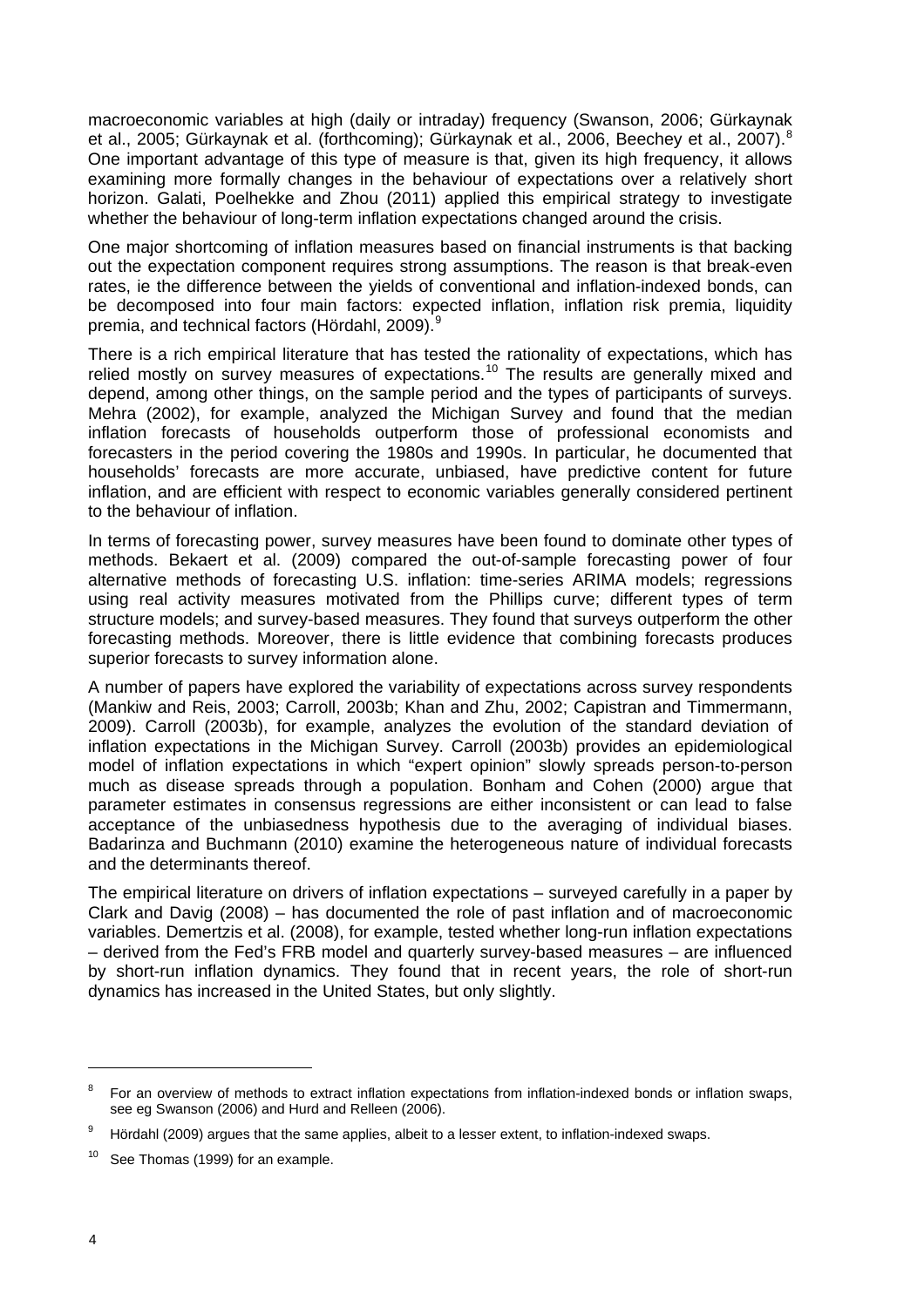macroeconomic variables at high (daily or intraday) frequency (Swanson, 2006; Gürkaynak et al., 2005; Gürkaynak et al. (forthcoming); Gürkaynak et al., 2006, Beechey et al., 2007).[8] One important advantage of this type of measure is that, given its high frequency, it allows examining more formally changes in the behaviour of expectations over a relatively short horizon. Galati, Poelhekke and Zhou (2011) applied this empirical strategy to investigate whether the behaviour of long-term inflation expectations changed around the crisis.

One major shortcoming of inflation measures based on financial instruments is that backing out the expectation component requires strong assumptions. The reason is that break-even rates, ie the difference between the yields of conventional and inflation-indexed bonds, can be decomposed into four main factors: expected inflation, inflation risk premia, liquidity premia, and technical factors (Hördahl, 2009).[9]

There is a rich empirical literature that has tested the rationality of expectations, which has relied mostly on survey measures of expectations.[10] The results are generally mixed and depend, among other things, on the sample period and the types of participants of surveys. Mehra (2002), for example, analyzed the Michigan Survey and found that the median inflation forecasts of households outperform those of professional economists and forecasters in the period covering the 1980s and 1990s. In particular, he documented that households' forecasts are more accurate, unbiased, have predictive content for future inflation, and are efficient with respect to economic variables generally considered pertinent to the behaviour of inflation.

In terms of forecasting power, survey measures have been found to dominate other types of methods. Bekaert et al. (2009) compared the out-of-sample forecasting power of four alternative methods of forecasting U.S. inflation: time-series ARIMA models; regressions using real activity measures motivated from the Phillips curve; different types of term structure models; and survey-based measures. They found that surveys outperform the other forecasting methods. Moreover, there is little evidence that combining forecasts produces superior forecasts to survey information alone.

A number of papers have explored the variability of expectations across survey respondents (Mankiw and Reis, 2003; Carroll, 2003b; Khan and Zhu, 2002; Capistran and Timmermann, 2009). Carroll (2003b), for example, analyzes the evolution of the standard deviation of inflation expectations in the Michigan Survey. Carroll (2003b) provides an epidemiological model of inflation expectations in which "expert opinion" slowly spreads person-to-person much as disease spreads through a population. Bonham and Cohen (2000) argue that parameter estimates in consensus regressions are either inconsistent or can lead to false acceptance of the unbiasedness hypothesis due to the averaging of individual biases. Badarinza and Buchmann (2010) examine the heterogeneous nature of individual forecasts and the determinants thereof.

The empirical literature on drivers of inflation expectations – surveyed carefully in a paper by Clark and Davig (2008) – has documented the role of past inflation and of macroeconomic variables. Demertzis et al. (2008), for example, tested whether long-run inflation expectations – derived from the Fed's FRB model and quarterly survey-based measures – are influenced by short-run inflation dynamics. They found that in recent years, the role of short-run dynamics has increased in the United States, but only slightly.

---

[8] For an overview of methods to extract inflation expectations from inflation-indexed bonds or inflation swaps, see eg Swanson (2006) and Hurd and Relleen (2006).

[9] Hördahl (2009) argues that the same applies, albeit to a lesser extent, to inflation-indexed swaps.

[10] See Thomas (1999) for an example.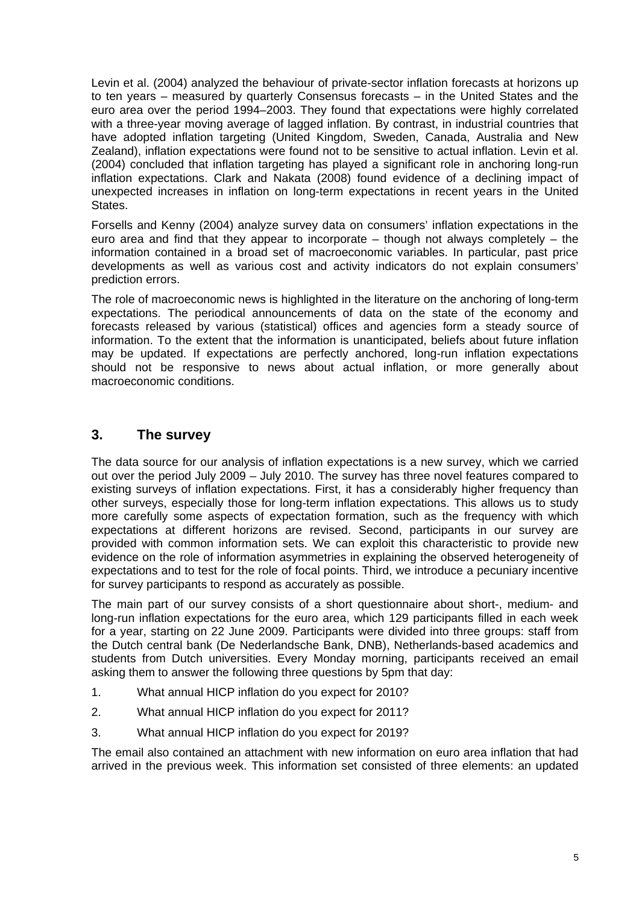Levin et al. (2004) analyzed the behaviour of private-sector inflation forecasts at horizons up to ten years – measured by quarterly Consensus forecasts – in the United States and the euro area over the period 1994–2003. They found that expectations were highly correlated with a three-year moving average of lagged inflation. By contrast, in industrial countries that have adopted inflation targeting (United Kingdom, Sweden, Canada, Australia and New Zealand), inflation expectations were found not to be sensitive to actual inflation. Levin et al. (2004) concluded that inflation targeting has played a significant role in anchoring long-run inflation expectations. Clark and Nakata (2008) found evidence of a declining impact of unexpected increases in inflation on long-term expectations in recent years in the United States.

Forsells and Kenny (2004) analyze survey data on consumers' inflation expectations in the euro area and find that they appear to incorporate – though not always completely – the information contained in a broad set of macroeconomic variables. In particular, past price developments as well as various cost and activity indicators do not explain consumers' prediction errors.

The role of macroeconomic news is highlighted in the literature on the anchoring of long-term expectations. The periodical announcements of data on the state of the economy and forecasts released by various (statistical) offices and agencies form a steady source of information. To the extent that the information is unanticipated, beliefs about future inflation may be updated. If expectations are perfectly anchored, long-run inflation expectations should not be responsive to news about actual inflation, or more generally about macroeconomic conditions.

## 3. The survey

The data source for our analysis of inflation expectations is a new survey, which we carried out over the period July 2009 – July 2010. The survey has three novel features compared to existing surveys of inflation expectations. First, it has a considerably higher frequency than other surveys, especially those for long-term inflation expectations. This allows us to study more carefully some aspects of expectation formation, such as the frequency with which expectations at different horizons are revised. Second, participants in our survey are provided with common information sets. We can exploit this characteristic to provide new evidence on the role of information asymmetries in explaining the observed heterogeneity of expectations and to test for the role of focal points. Third, we introduce a pecuniary incentive for survey participants to respond as accurately as possible.

The main part of our survey consists of a short questionnaire about short-, medium- and long-run inflation expectations for the euro area, which 129 participants filled in each week for a year, starting on 22 June 2009. Participants were divided into three groups: staff from the Dutch central bank (De Nederlandsche Bank, DNB), Netherlands-based academics and students from Dutch universities. Every Monday morning, participants received an email asking them to answer the following three questions by 5pm that day:

1. What annual HICP inflation do you expect for 2010?
2. What annual HICP inflation do you expect for 2011?
3. What annual HICP inflation do you expect for 2019?

The email also contained an attachment with new information on euro area inflation that had arrived in the previous week. This information set consisted of three elements: an updated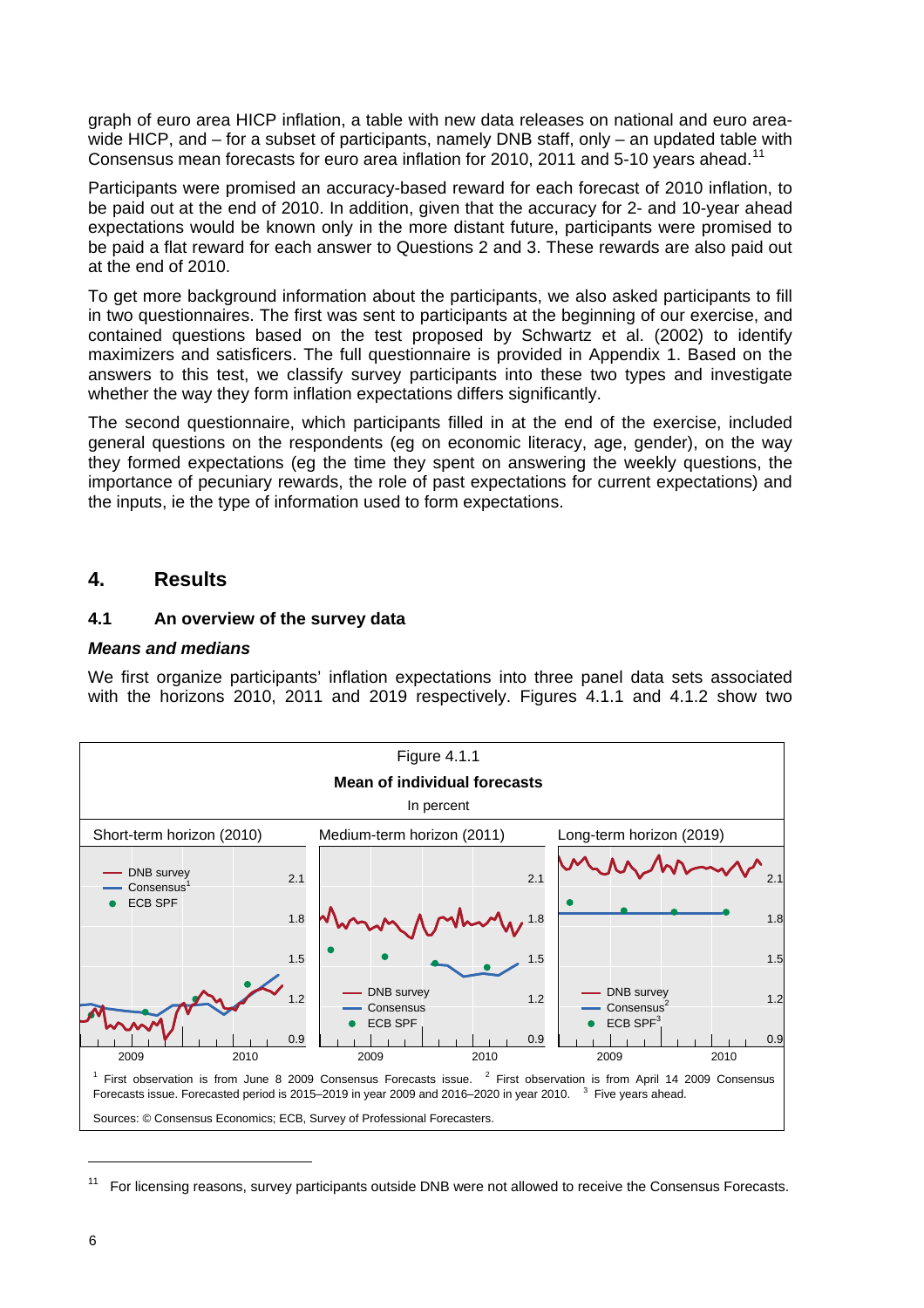graph of euro area HICP inflation, a table with new data releases on national and euro area-wide HICP, and – for a subset of participants, namely DNB staff, only – an updated table with Consensus mean forecasts for euro area inflation for 2010, 2011 and 5-10 years ahead.[11]

Participants were promised an accuracy-based reward for each forecast of 2010 inflation, to be paid out at the end of 2010. In addition, given that the accuracy for 2- and 10-year ahead expectations would be known only in the more distant future, participants were promised to be paid a flat reward for each answer to Questions 2 and 3. These rewards are also paid out at the end of 2010.

To get more background information about the participants, we also asked participants to fill in two questionnaires. The first was sent to participants at the beginning of our exercise, and contained questions based on the test proposed by Schwartz et al. (2002) to identify maximizers and satisficers. The full questionnaire is provided in Appendix 1. Based on the answers to this test, we classify survey participants into these two types and investigate whether the way they form inflation expectations differs significantly.

The second questionnaire, which participants filled in at the end of the exercise, included general questions on the respondents (eg on economic literacy, age, gender), on the way they formed expectations (eg the time they spent on answering the weekly questions, the importance of pecuniary rewards, the role of past expectations for current expectations) and the inputs, ie the type of information used to form expectations.

## 4. Results

### 4.1 An overview of the survey data

#### *Means and medians*

We first organize participants' inflation expectations into three panel data sets associated with the horizons 2010, 2011 and 2019 respectively. Figures 4.1.1 and 4.1.2 show two

Figure 4.1.1

**Mean of individual forecasts**

In percent

Short-term horizon (2010) | Medium-term horizon (2011) | Long-term horizon (2019)

Legend: DNB survey; Consensus; ECB SPF

[1] First observation is from June 8 2009 Consensus Forecasts issue. [2] First observation is from April 14 2009 Consensus Forecasts issue. Forecasted period is 2015–2019 in year 2009 and 2016–2020 in year 2010. [3] Five years ahead.

Sources: © Consensus Economics; ECB, Survey of Professional Forecasters.

[11] For licensing reasons, survey participants outside DNB were not allowed to receive the Consensus Forecasts.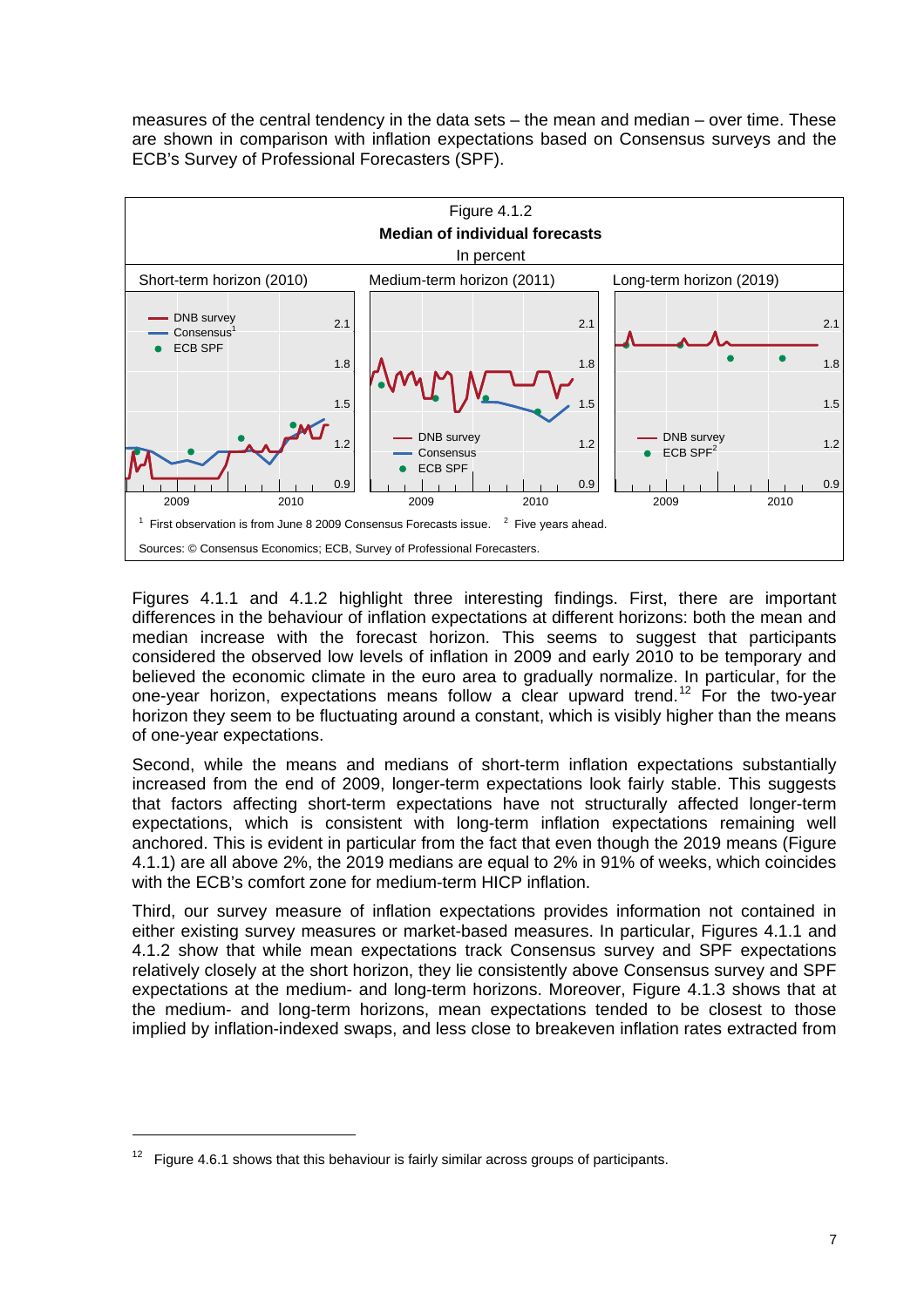measures of the central tendency in the data sets – the mean and median – over time. These are shown in comparison with inflation expectations based on Consensus surveys and the ECB's Survey of Professional Forecasters (SPF).

Figure 4.1.2
**Median of individual forecasts**
In percent

Short-term horizon (2010) | Medium-term horizon (2011) | Long-term horizon (2019)

[1] First observation is from June 8 2009 Consensus Forecasts issue. [2] Five years ahead.

Sources: © Consensus Economics; ECB, Survey of Professional Forecasters.

Figures 4.1.1 and 4.1.2 highlight three interesting findings. First, there are important differences in the behaviour of inflation expectations at different horizons: both the mean and median increase with the forecast horizon. This seems to suggest that participants considered the observed low levels of inflation in 2009 and early 2010 to be temporary and believed the economic climate in the euro area to gradually normalize. In particular, for the one-year horizon, expectations means follow a clear upward trend.[12] For the two-year horizon they seem to be fluctuating around a constant, which is visibly higher than the means of one-year expectations.

Second, while the means and medians of short-term inflation expectations substantially increased from the end of 2009, longer-term expectations look fairly stable. This suggests that factors affecting short-term expectations have not structurally affected longer-term expectations, which is consistent with long-term inflation expectations remaining well anchored. This is evident in particular from the fact that even though the 2019 means (Figure 4.1.1) are all above 2%, the 2019 medians are equal to 2% in 91% of weeks, which coincides with the ECB's comfort zone for medium-term HICP inflation.

Third, our survey measure of inflation expectations provides information not contained in either existing survey measures or market-based measures. In particular, Figures 4.1.1 and 4.1.2 show that while mean expectations track Consensus survey and SPF expectations relatively closely at the short horizon, they lie consistently above Consensus survey and SPF expectations at the medium- and long-term horizons. Moreover, Figure 4.1.3 shows that at the medium- and long-term horizons, mean expectations tended to be closest to those implied by inflation-indexed swaps, and less close to breakeven inflation rates extracted from

[12] Figure 4.6.1 shows that this behaviour is fairly similar across groups of participants.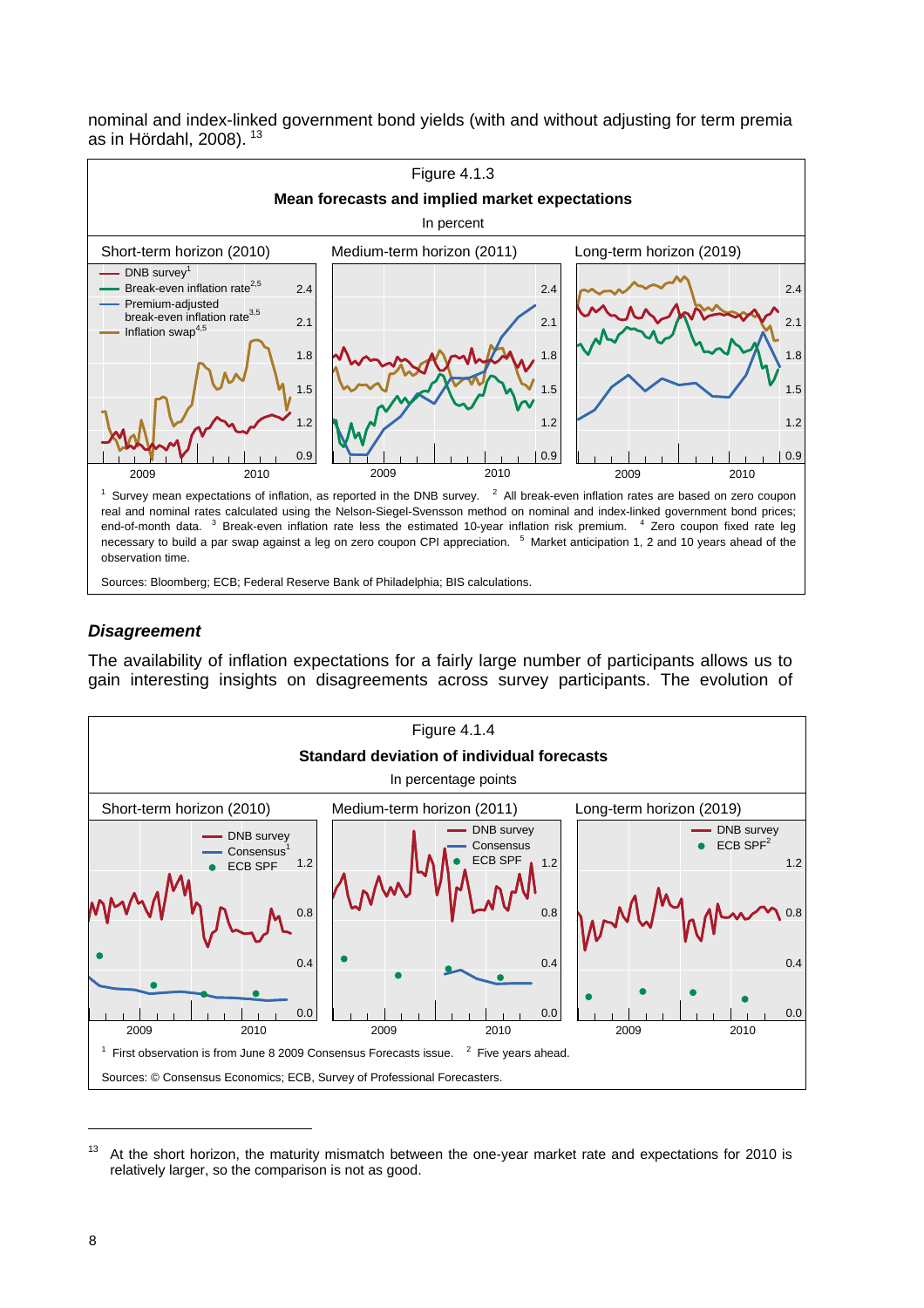nominal and index-linked government bond yields (with and without adjusting for term premia as in Hördahl, 2008).[13]

Figure 4.1.3

**Mean forecasts and implied market expectations**

In percent

Short-term horizon (2010) | Medium-term horizon (2011) | Long-term horizon (2019)

[1] Survey mean expectations of inflation, as reported in the DNB survey. [2] All break-even inflation rates are based on zero coupon real and nominal rates calculated using the Nelson-Siegel-Svensson method on nominal and index-linked government bond prices; end-of-month data. [3] Break-even inflation rate less the estimated 10-year inflation risk premium. [4] Zero coupon fixed rate leg necessary to build a par swap against a leg on zero coupon CPI appreciation. [5] Market anticipation 1, 2 and 10 years ahead of the observation time.

Sources: Bloomberg; ECB; Federal Reserve Bank of Philadelphia; BIS calculations.

### *Disagreement*

The availability of inflation expectations for a fairly large number of participants allows us to gain interesting insights on disagreements across survey participants. The evolution of

Figure 4.1.4

**Standard deviation of individual forecasts**

In percentage points

Short-term horizon (2010) | Medium-term horizon (2011) | Long-term horizon (2019)

[1] First observation is from June 8 2009 Consensus Forecasts issue. [2] Five years ahead.

Sources: © Consensus Economics; ECB, Survey of Professional Forecasters.

---

[13] At the short horizon, the maturity mismatch between the one-year market rate and expectations for 2010 is relatively larger, so the comparison is not as good.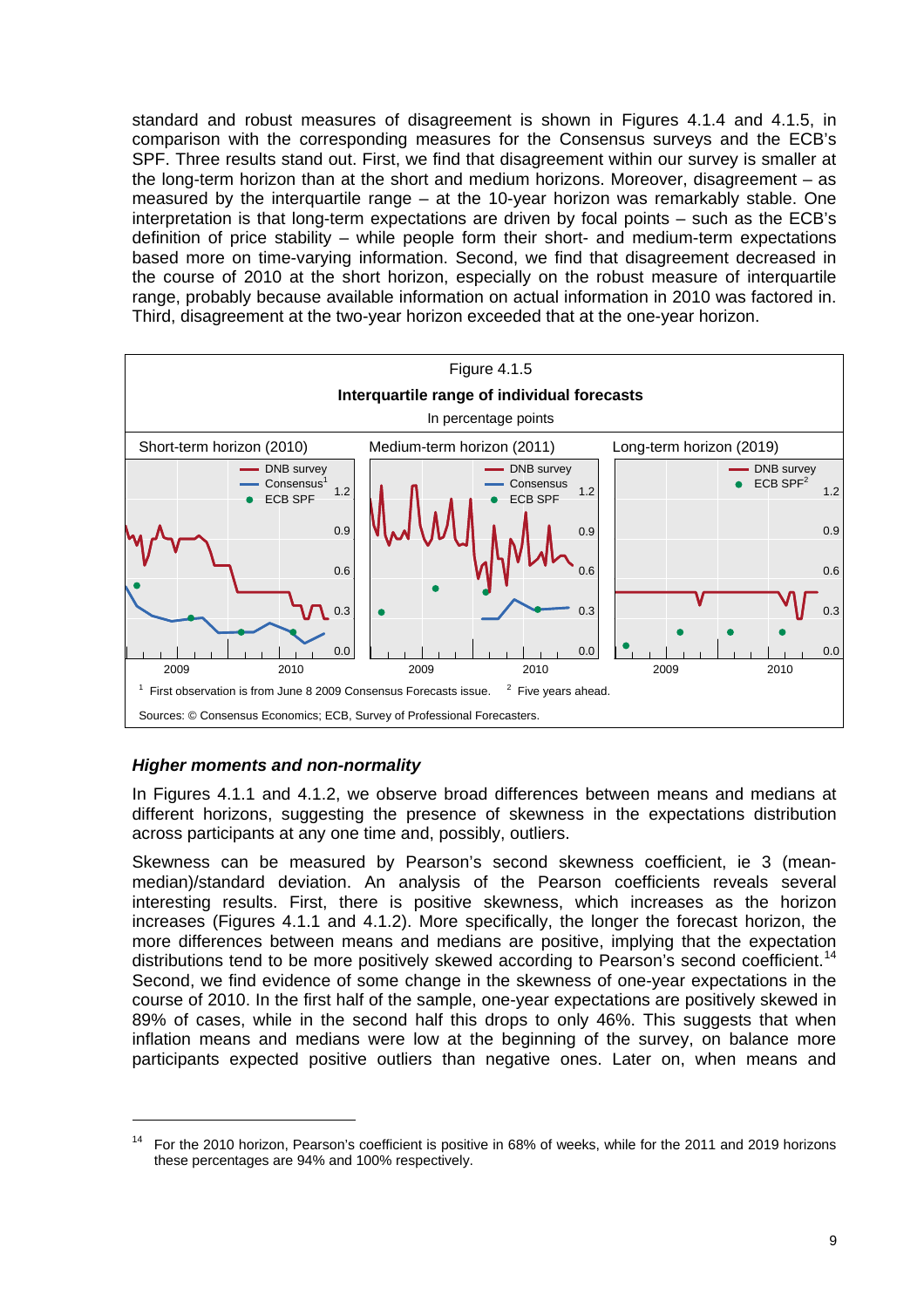standard and robust measures of disagreement is shown in Figures 4.1.4 and 4.1.5, in comparison with the corresponding measures for the Consensus surveys and the ECB's SPF. Three results stand out. First, we find that disagreement within our survey is smaller at the long-term horizon than at the short and medium horizons. Moreover, disagreement – as measured by the interquartile range – at the 10-year horizon was remarkably stable. One interpretation is that long-term expectations are driven by focal points – such as the ECB's definition of price stability – while people form their short- and medium-term expectations based more on time-varying information. Second, we find that disagreement decreased in the course of 2010 at the short horizon, especially on the robust measure of interquartile range, probably because available information on actual information in 2010 was factored in. Third, disagreement at the two-year horizon exceeded that at the one-year horizon.

Figure 4.1.5

**Interquartile range of individual forecasts**

In percentage points

Short-term horizon (2010) | Medium-term horizon (2011) | Long-term horizon (2019)

[1] First observation is from June 8 2009 Consensus Forecasts issue. [2] Five years ahead.

Sources: © Consensus Economics; ECB, Survey of Professional Forecasters.

### *Higher moments and non-normality*

In Figures 4.1.1 and 4.1.2, we observe broad differences between means and medians at different horizons, suggesting the presence of skewness in the expectations distribution across participants at any one time and, possibly, outliers.

Skewness can be measured by Pearson's second skewness coefficient, ie 3 (mean-median)/standard deviation. An analysis of the Pearson coefficients reveals several interesting results. First, there is positive skewness, which increases as the horizon increases (Figures 4.1.1 and 4.1.2). More specifically, the longer the forecast horizon, the more differences between means and medians are positive, implying that the expectation distributions tend to be more positively skewed according to Pearson's second coefficient.[14] Second, we find evidence of some change in the skewness of one-year expectations in the course of 2010. In the first half of the sample, one-year expectations are positively skewed in 89% of cases, while in the second half this drops to only 46%. This suggests that when inflation means and medians were low at the beginning of the survey, on balance more participants expected positive outliers than negative ones. Later on, when means and

[14] For the 2010 horizon, Pearson's coefficient is positive in 68% of weeks, while for the 2011 and 2019 horizons these percentages are 94% and 100% respectively.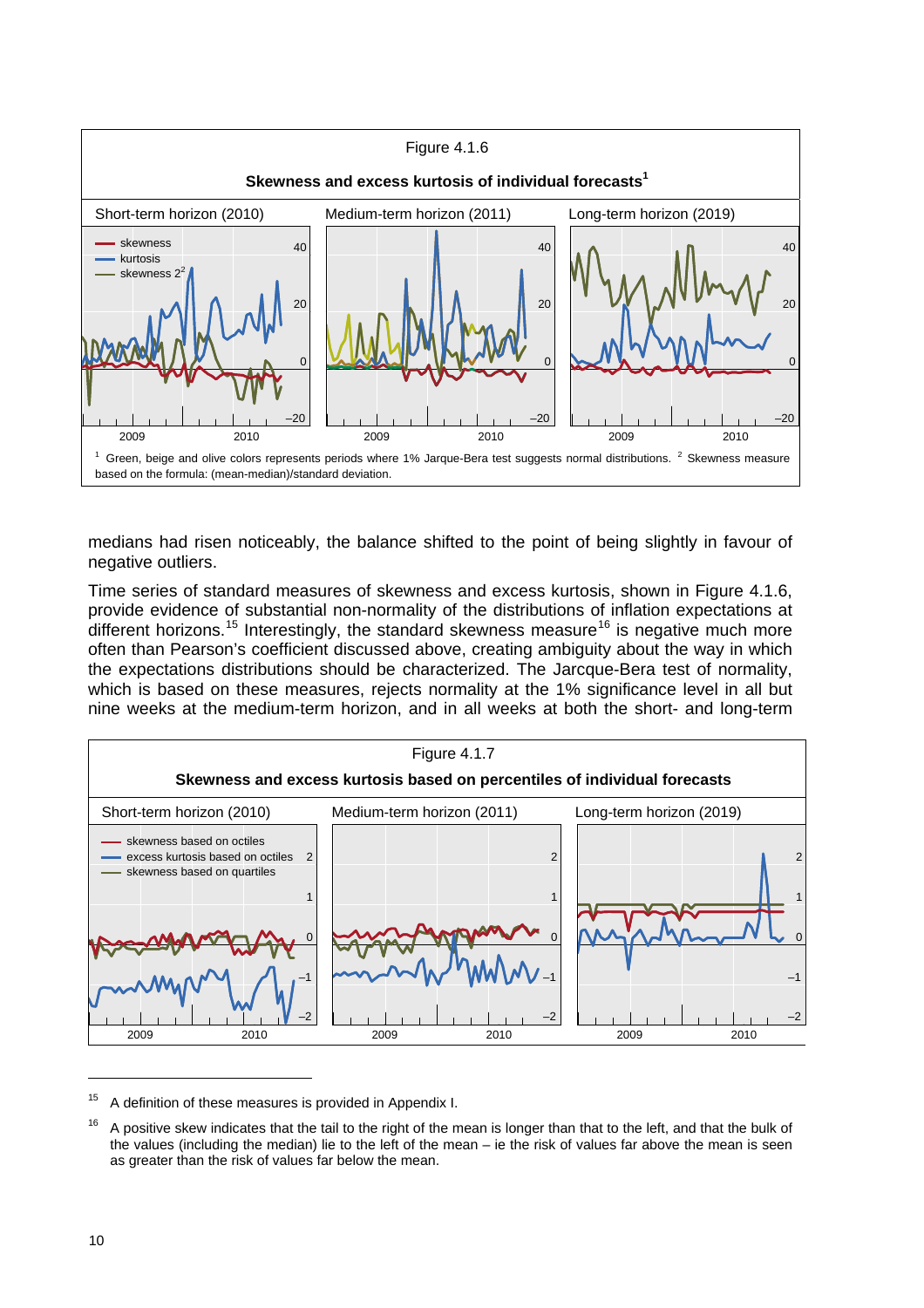Figure 4.1.6

**Skewness and excess kurtosis of individual forecasts[1]**

Short-term horizon (2010) | Medium-term horizon (2011) | Long-term horizon (2019)

[1] Green, beige and olive colors represents periods where 1% Jarque-Bera test suggests normal distributions. [2] Skewness measure based on the formula: (mean-median)/standard deviation.

medians had risen noticeably, the balance shifted to the point of being slightly in favour of negative outliers.

Time series of standard measures of skewness and excess kurtosis, shown in Figure 4.1.6, provide evidence of substantial non-normality of the distributions of inflation expectations at different horizons.[15] Interestingly, the standard skewness measure[16] is negative much more often than Pearson's coefficient discussed above, creating ambiguity about the way in which the expectations distributions should be characterized. The Jarcque-Bera test of normality, which is based on these measures, rejects normality at the 1% significance level in all but nine weeks at the medium-term horizon, and in all weeks at both the short- and long-term

Figure 4.1.7

**Skewness and excess kurtosis based on percentiles of individual forecasts**

Short-term horizon (2010) | Medium-term horizon (2011) | Long-term horizon (2019)

[15] A definition of these measures is provided in Appendix I.

[16] A positive skew indicates that the tail to the right of the mean is longer than that to the left, and that the bulk of the values (including the median) lie to the left of the mean – ie the risk of values far above the mean is seen as greater than the risk of values far below the mean.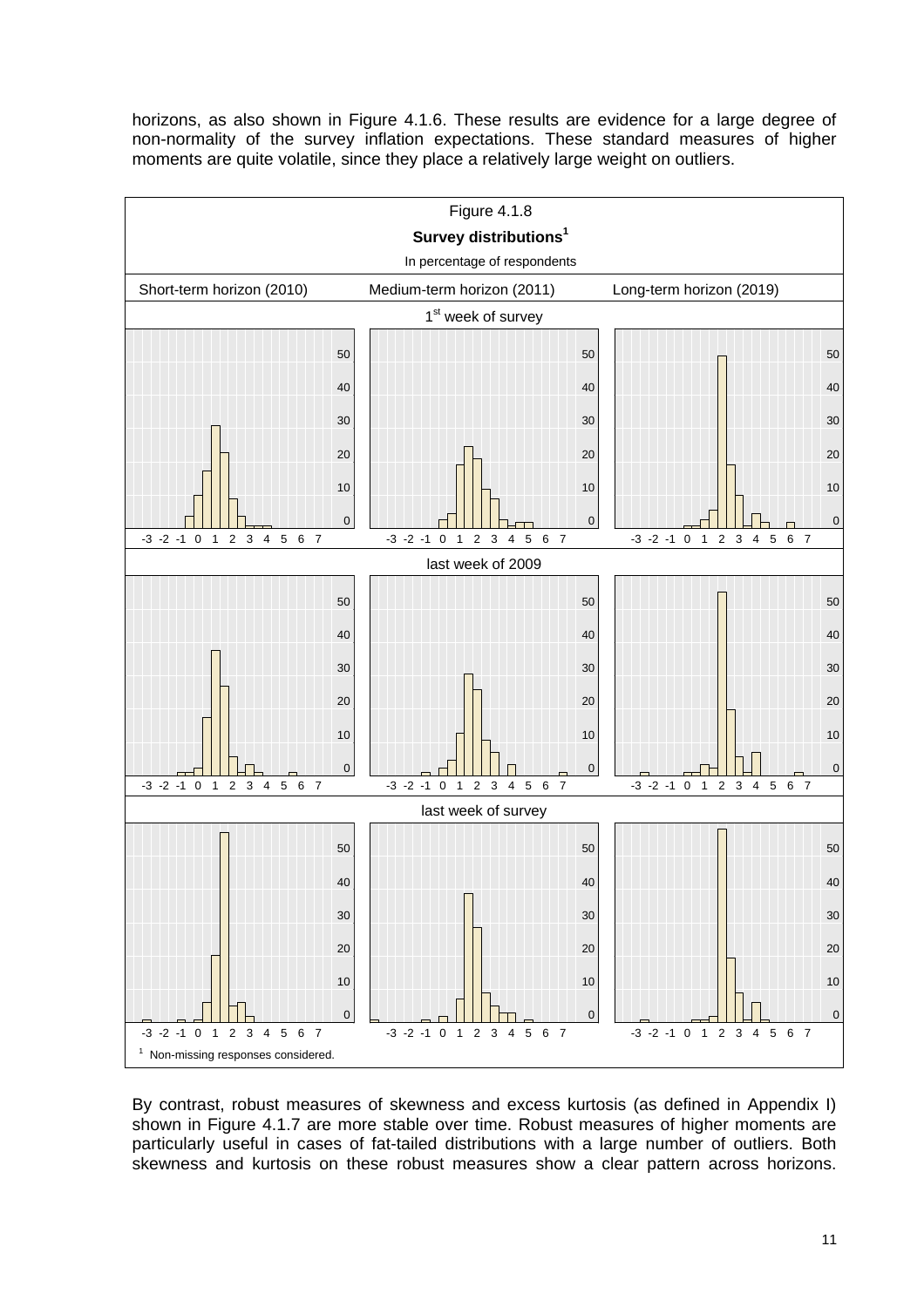horizons, as also shown in Figure 4.1.6. These results are evidence for a large degree of non-normality of the survey inflation expectations. These standard measures of higher moments are quite volatile, since they place a relatively large weight on outliers.

Figure 4.1.8

**Survey distributions**[1]

In percentage of respondents

| Short-term horizon (2010) | Medium-term horizon (2011) | Long-term horizon (2019) |
|---|---|---|
| 1st week of survey | | |
| last week of 2009 | | |
| last week of survey | | |

[1] Non-missing responses considered.

By contrast, robust measures of skewness and excess kurtosis (as defined in Appendix I) shown in Figure 4.1.7 are more stable over time. Robust measures of higher moments are particularly useful in cases of fat-tailed distributions with a large number of outliers. Both skewness and kurtosis on these robust measures show a clear pattern across horizons.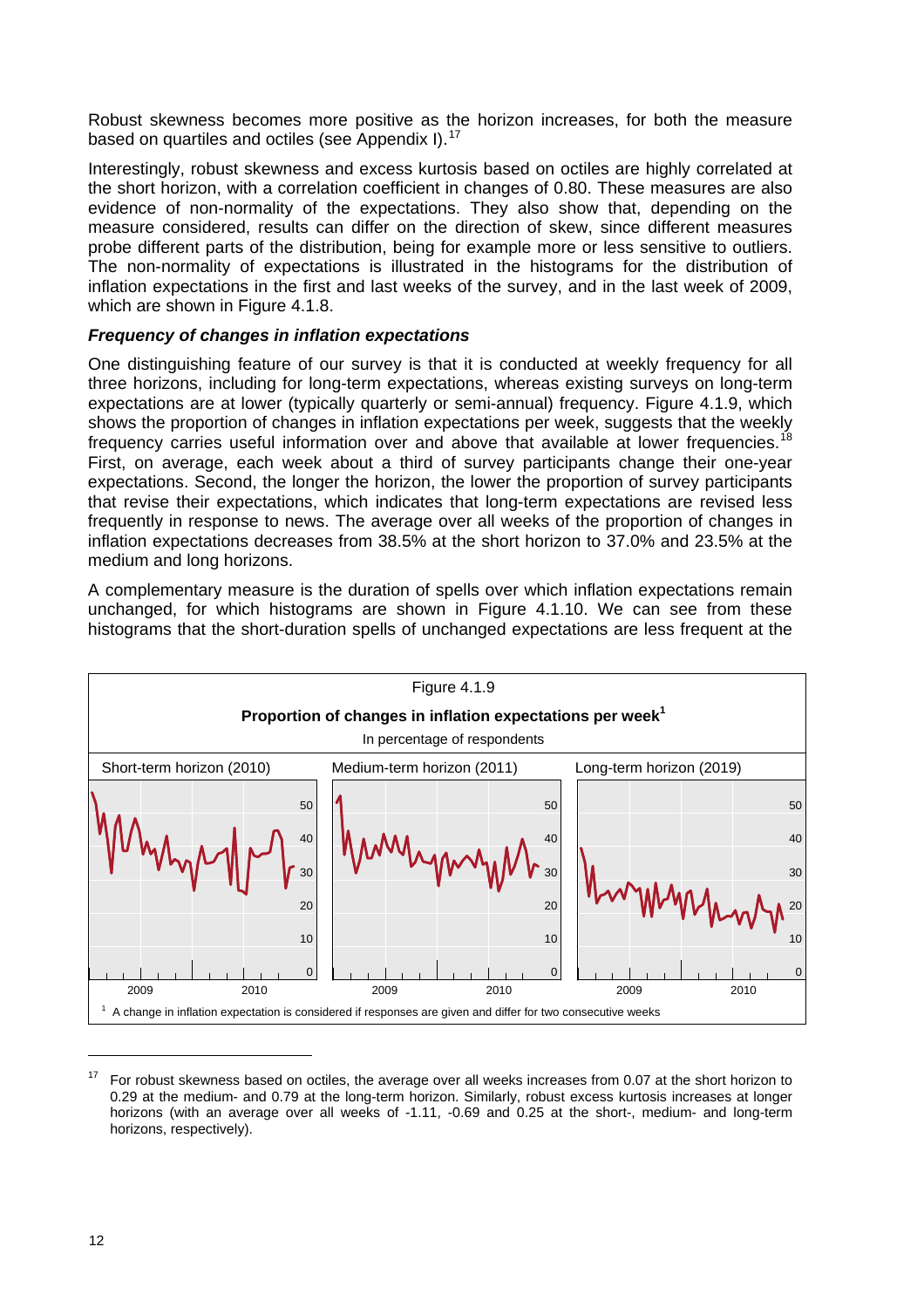Robust skewness becomes more positive as the horizon increases, for both the measure based on quartiles and octiles (see Appendix I).[17]

Interestingly, robust skewness and excess kurtosis based on octiles are highly correlated at the short horizon, with a correlation coefficient in changes of 0.80. These measures are also evidence of non-normality of the expectations. They also show that, depending on the measure considered, results can differ on the direction of skew, since different measures probe different parts of the distribution, being for example more or less sensitive to outliers. The non-normality of expectations is illustrated in the histograms for the distribution of inflation expectations in the first and last weeks of the survey, and in the last week of 2009, which are shown in Figure 4.1.8.

***Frequency of changes in inflation expectations***

One distinguishing feature of our survey is that it is conducted at weekly frequency for all three horizons, including for long-term expectations, whereas existing surveys on long-term expectations are at lower (typically quarterly or semi-annual) frequency. Figure 4.1.9, which shows the proportion of changes in inflation expectations per week, suggests that the weekly frequency carries useful information over and above that available at lower frequencies.[18] First, on average, each week about a third of survey participants change their one-year expectations. Second, the longer the horizon, the lower the proportion of survey participants that revise their expectations, which indicates that long-term expectations are revised less frequently in response to news. The average over all weeks of the proportion of changes in inflation expectations decreases from 38.5% at the short horizon to 37.0% and 23.5% at the medium and long horizons.

A complementary measure is the duration of spells over which inflation expectations remain unchanged, for which histograms are shown in Figure 4.1.10. We can see from these histograms that the short-duration spells of unchanged expectations are less frequent at the

Figure 4.1.9

**Proportion of changes in inflation expectations per week**[1]

In percentage of respondents

Short-term horizon (2010) | Medium-term horizon (2011) | Long-term horizon (2019)

[1] A change in inflation expectation is considered if responses are given and differ for two consecutive weeks

[17] For robust skewness based on octiles, the average over all weeks increases from 0.07 at the short horizon to 0.29 at the medium- and 0.79 at the long-term horizon. Similarly, robust excess kurtosis increases at longer horizons (with an average over all weeks of -1.11, -0.69 and 0.25 at the short-, medium- and long-term horizons, respectively).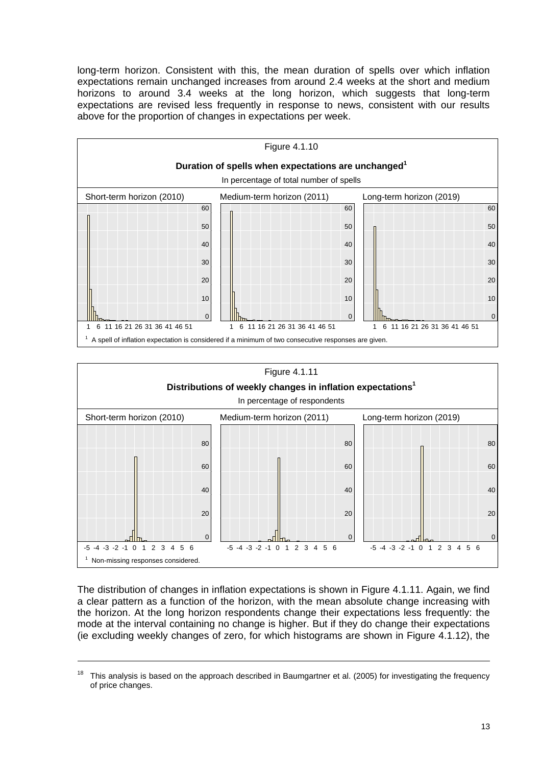long-term horizon. Consistent with this, the mean duration of spells over which inflation expectations remain unchanged increases from around 2.4 weeks at the short and medium horizons to around 3.4 weeks at the long horizon, which suggests that long-term expectations are revised less frequently in response to news, consistent with our results above for the proportion of changes in expectations per week.

Figure 4.1.10

**Duration of spells when expectations are unchanged[1]**

In percentage of total number of spells

Short-term horizon (2010) | Medium-term horizon (2011) | Long-term horizon (2019)

[1] A spell of inflation expectation is considered if a minimum of two consecutive responses are given.

Figure 4.1.11

**Distributions of weekly changes in inflation expectations[1]**

In percentage of respondents

Short-term horizon (2010) | Medium-term horizon (2011) | Long-term horizon (2019)

[1] Non-missing responses considered.

The distribution of changes in inflation expectations is shown in Figure 4.1.11. Again, we find a clear pattern as a function of the horizon, with the mean absolute change increasing with the horizon. At the long horizon respondents change their expectations less frequently: the mode at the interval containing no change is higher. But if they do change their expectations (ie excluding weekly changes of zero, for which histograms are shown in Figure 4.1.12), the

---

[18] This analysis is based on the approach described in Baumgartner et al. (2005) for investigating the frequency of price changes.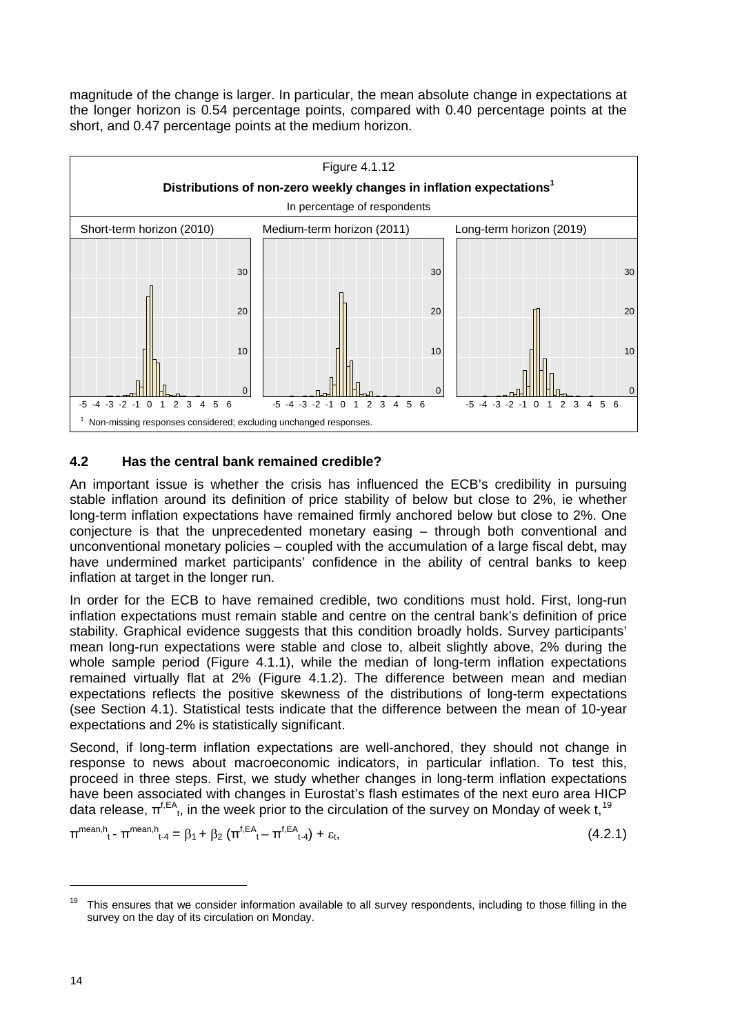magnitude of the change is larger. In particular, the mean absolute change in expectations at the longer horizon is 0.54 percentage points, compared with 0.40 percentage points at the short, and 0.47 percentage points at the medium horizon.

Figure 4.1.12

**Distributions of non-zero weekly changes in inflation expectations[1]**

In percentage of respondents

Short-term horizon (2010) | Medium-term horizon (2011) | Long-term horizon (2019)

[1] Non-missing responses considered; excluding unchanged responses.

### 4.2 Has the central bank remained credible?

An important issue is whether the crisis has influenced the ECB's credibility in pursuing stable inflation around its definition of price stability of below but close to 2%, ie whether long-term inflation expectations have remained firmly anchored below but close to 2%. One conjecture is that the unprecedented monetary easing – through both conventional and unconventional monetary policies – coupled with the accumulation of a large fiscal debt, may have undermined market participants' confidence in the ability of central banks to keep inflation at target in the longer run.

In order for the ECB to have remained credible, two conditions must hold. First, long-run inflation expectations must remain stable and centre on the central bank's definition of price stability. Graphical evidence suggests that this condition broadly holds. Survey participants' mean long-run expectations were stable and close to, albeit slightly above, 2% during the whole sample period (Figure 4.1.1), while the median of long-term inflation expectations remained virtually flat at 2% (Figure 4.1.2). The difference between mean and median expectations reflects the positive skewness of the distributions of long-term expectations (see Section 4.1). Statistical tests indicate that the difference between the mean of 10-year expectations and 2% is statistically significant.

Second, if long-term inflation expectations are well-anchored, they should not change in response to news about macroeconomic indicators, in particular inflation. To test this, proceed in three steps. First, we study whether changes in long-term inflation expectations have been associated with changes in Eurostat's flash estimates of the next euro area HICP data release, $\pi^{f,EA}_t$, in the week prior to the circulation of the survey on Monday of week t,[19]

$$\pi^{mean,h}_t - \pi^{mean,h}_{t-4} = \beta_1 + \beta_2 (\pi^{f,EA}_t - \pi^{f,EA}_{t-4}) + \varepsilon_t, \qquad (4.2.1)$$

[19] This ensures that we consider information available to all survey respondents, including to those filling in the survey on the day of its circulation on Monday.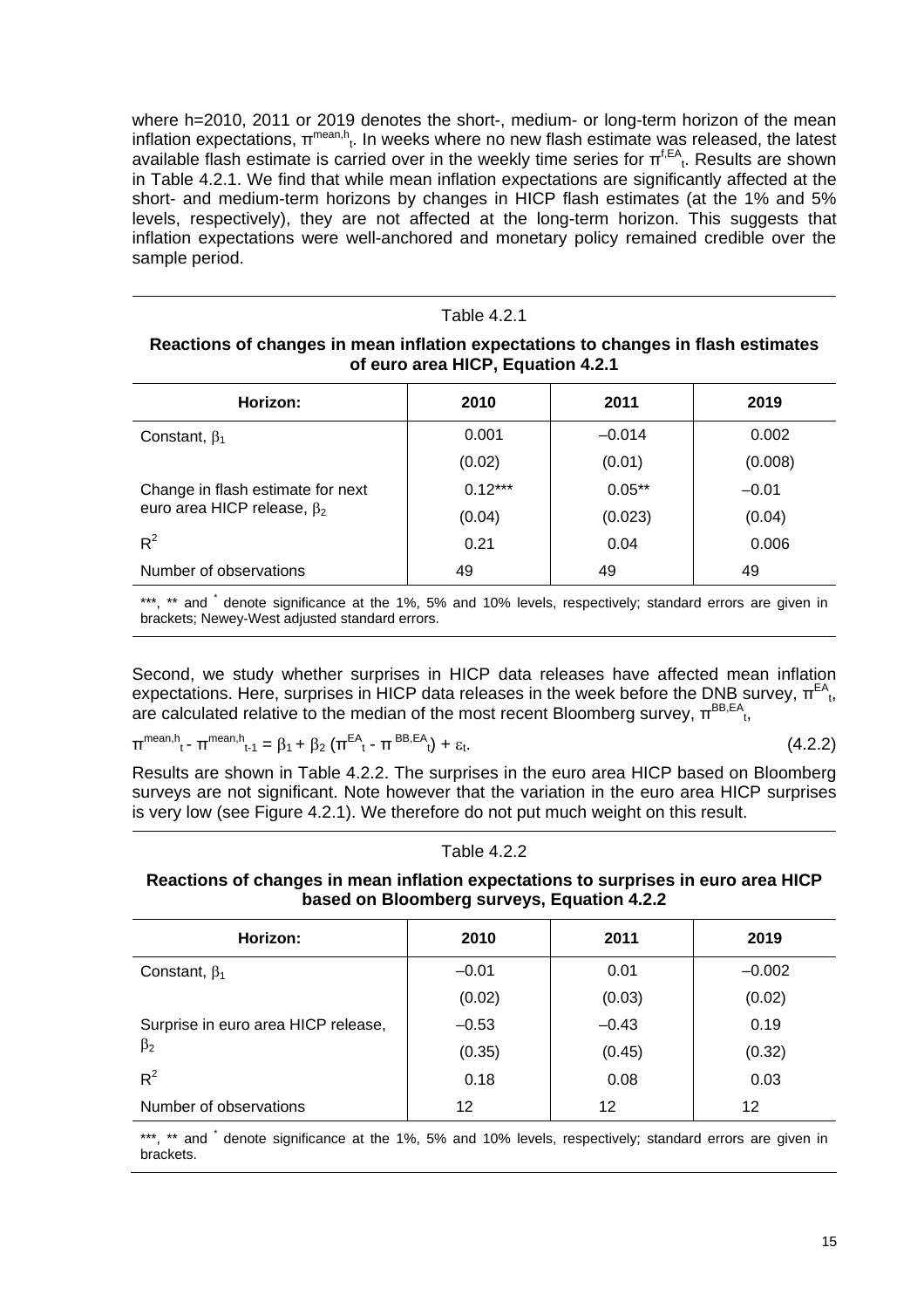where h=2010, 2011 or 2019 denotes the short-, medium- or long-term horizon of the mean inflation expectations, $\pi^{mean,h}_t$. In weeks where no new flash estimate was released, the latest available flash estimate is carried over in the weekly time series for $\pi^{f,EA}_t$. Results are shown in Table 4.2.1. We find that while mean inflation expectations are significantly affected at the short- and medium-term horizons by changes in HICP flash estimates (at the 1% and 5% levels, respectively), they are not affected at the long-term horizon. This suggests that inflation expectations were well-anchored and monetary policy remained credible over the sample period.

Table 4.2.1

**Reactions of changes in mean inflation expectations to changes in flash estimates of euro area HICP, Equation 4.2.1**

| Horizon: | 2010 | 2011 | 2019 |
|---|---|---|---|
| Constant, $\beta_1$ | 0.001 | –0.014 | 0.002 |
| | (0.02) | (0.01) | (0.008) |
| Change in flash estimate for next euro area HICP release, $\beta_2$ | 0.12*** | 0.05** | –0.01 |
| | (0.04) | (0.023) | (0.04) |
| $R^2$ | 0.21 | 0.04 | 0.006 |
| Number of observations | 49 | 49 | 49 |

***, ** and * denote significance at the 1%, 5% and 10% levels, respectively; standard errors are given in brackets; Newey-West adjusted standard errors.

Second, we study whether surprises in HICP data releases have affected mean inflation expectations. Here, surprises in HICP data releases in the week before the DNB survey, $\pi^{EA}_t$, are calculated relative to the median of the most recent Bloomberg survey, $\pi^{BB,EA}_t$,

$$\pi^{mean,h}_t - \pi^{mean,h}_{t-1} = \beta_1 + \beta_2 (\pi^{EA}_t - \pi^{BB,EA}_t) + \varepsilon_t. \qquad (4.2.2)$$

Results are shown in Table 4.2.2. The surprises in the euro area HICP based on Bloomberg surveys are not significant. Note however that the variation in the euro area HICP surprises is very low (see Figure 4.2.1). We therefore do not put much weight on this result.

Table 4.2.2

**Reactions of changes in mean inflation expectations to surprises in euro area HICP based on Bloomberg surveys, Equation 4.2.2**

| Horizon: | 2010 | 2011 | 2019 |
|---|---|---|---|
| Constant, $\beta_1$ | –0.01 | 0.01 | –0.002 |
| | (0.02) | (0.03) | (0.02) |
| Surprise in euro area HICP release, $\beta_2$ | –0.53 | –0.43 | 0.19 |
| | (0.35) | (0.45) | (0.32) |
| $R^2$ | 0.18 | 0.08 | 0.03 |
| Number of observations | 12 | 12 | 12 |

***, ** and * denote significance at the 1%, 5% and 10% levels, respectively; standard errors are given in brackets.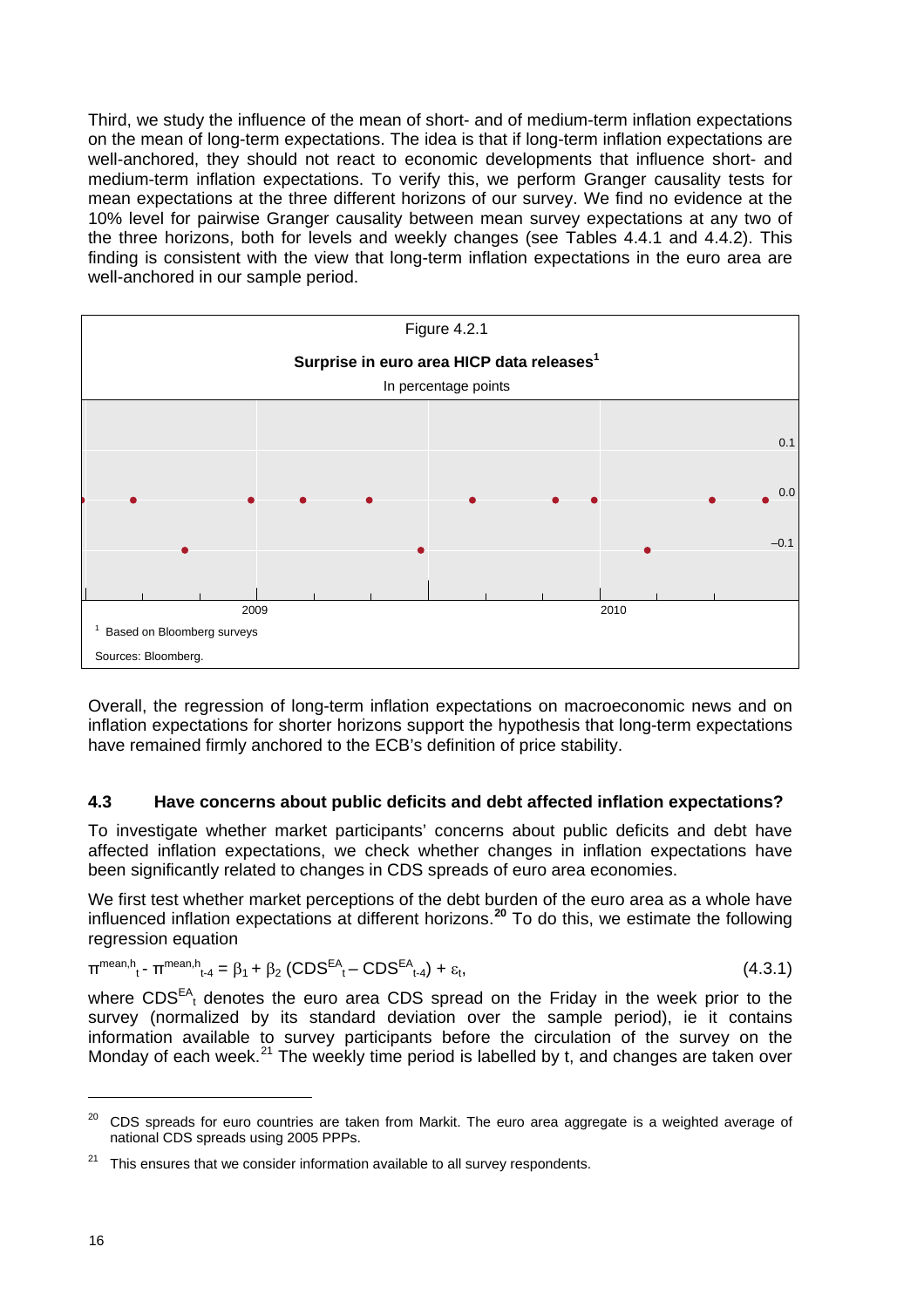Third, we study the influence of the mean of short- and of medium-term inflation expectations on the mean of long-term expectations. The idea is that if long-term inflation expectations are well-anchored, they should not react to economic developments that influence short- and medium-term inflation expectations. To verify this, we perform Granger causality tests for mean expectations at the three different horizons of our survey. We find no evidence at the 10% level for pairwise Granger causality between mean survey expectations at any two of the three horizons, both for levels and weekly changes (see Tables 4.4.1 and 4.4.2). This finding is consistent with the view that long-term inflation expectations in the euro area are well-anchored in our sample period.

Figure 4.2.1

**Surprise in euro area HICP data releases[1]**

In percentage points

[1] Based on Bloomberg surveys

Sources: Bloomberg.

Overall, the regression of long-term inflation expectations on macroeconomic news and on inflation expectations for shorter horizons support the hypothesis that long-term expectations have remained firmly anchored to the ECB's definition of price stability.

## 4.3 Have concerns about public deficits and debt affected inflation expectations?

To investigate whether market participants' concerns about public deficits and debt have affected inflation expectations, we check whether changes in inflation expectations have been significantly related to changes in CDS spreads of euro area economies.

We first test whether market perceptions of the debt burden of the euro area as a whole have influenced inflation expectations at different horizons.[20] To do this, we estimate the following regression equation

$$\pi^{mean,h}_{t} - \pi^{mean,h}_{t-4} = \beta_1 + \beta_2 \, (CDS^{EA}_{t} - CDS^{EA}_{t-4}) + \varepsilon_t, \qquad (4.3.1)$$

where $CDS^{EA}_{t}$ denotes the euro area CDS spread on the Friday in the week prior to the survey (normalized by its standard deviation over the sample period), ie it contains information available to survey participants before the circulation of the survey on the Monday of each week.[21] The weekly time period is labelled by t, and changes are taken over

[20] CDS spreads for euro countries are taken from Markit. The euro area aggregate is a weighted average of national CDS spreads using 2005 PPPs.

[21] This ensures that we consider information available to all survey respondents.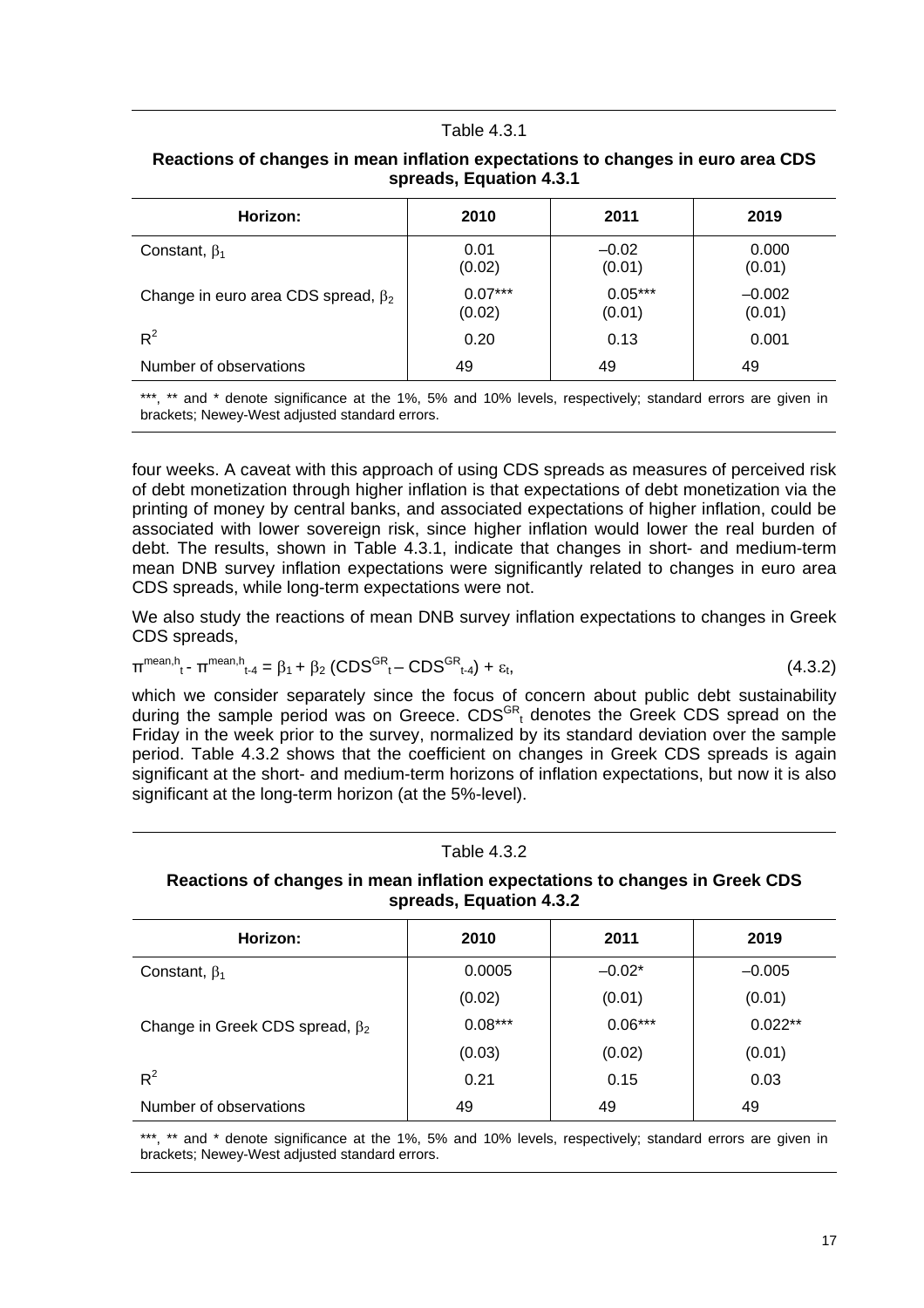Table 4.3.1

**Reactions of changes in mean inflation expectations to changes in euro area CDS spreads, Equation 4.3.1**

| Horizon: | 2010 | 2011 | 2019 |
|---|---|---|---|
| Constant, $\beta_1$ | 0.01<br>(0.02) | –0.02<br>(0.01) | 0.000<br>(0.01) |
| Change in euro area CDS spread, $\beta_2$ | 0.07***<br>(0.02) | 0.05***<br>(0.01) | –0.002<br>(0.01) |
| $R^2$ | 0.20 | 0.13 | 0.001 |
| Number of observations | 49 | 49 | 49 |

***, ** and * denote significance at the 1%, 5% and 10% levels, respectively; standard errors are given in brackets; Newey-West adjusted standard errors.

four weeks. A caveat with this approach of using CDS spreads as measures of perceived risk of debt monetization through higher inflation is that expectations of debt monetization via the printing of money by central banks, and associated expectations of higher inflation, could be associated with lower sovereign risk, since higher inflation would lower the real burden of debt. The results, shown in Table 4.3.1, indicate that changes in short- and medium-term mean DNB survey inflation expectations were significantly related to changes in euro area CDS spreads, while long-term expectations were not.

We also study the reactions of mean DNB survey inflation expectations to changes in Greek CDS spreads,

$$\pi^{mean,h}_{t} - \pi^{mean,h}_{t-4} = \beta_1 + \beta_2 \left(CDS^{GR}_{t} - CDS^{GR}_{t-4}\right) + \varepsilon_t, \tag{4.3.2}$$

which we consider separately since the focus of concern about public debt sustainability during the sample period was on Greece. $CDS^{GR}_t$ denotes the Greek CDS spread on the Friday in the week prior to the survey, normalized by its standard deviation over the sample period. Table 4.3.2 shows that the coefficient on changes in Greek CDS spreads is again significant at the short- and medium-term horizons of inflation expectations, but now it is also significant at the long-term horizon (at the 5%-level).

Table 4.3.2

**Reactions of changes in mean inflation expectations to changes in Greek CDS spreads, Equation 4.3.2**

| Horizon: | 2010 | 2011 | 2019 |
|---|---|---|---|
| Constant, $\beta_1$ | 0.0005 | –0.02* | –0.005 |
| | (0.02) | (0.01) | (0.01) |
| Change in Greek CDS spread, $\beta_2$ | 0.08*** | 0.06*** | 0.022** |
| | (0.03) | (0.02) | (0.01) |
| $R^2$ | 0.21 | 0.15 | 0.03 |
| Number of observations | 49 | 49 | 49 |

***, ** and * denote significance at the 1%, 5% and 10% levels, respectively; standard errors are given in brackets; Newey-West adjusted standard errors.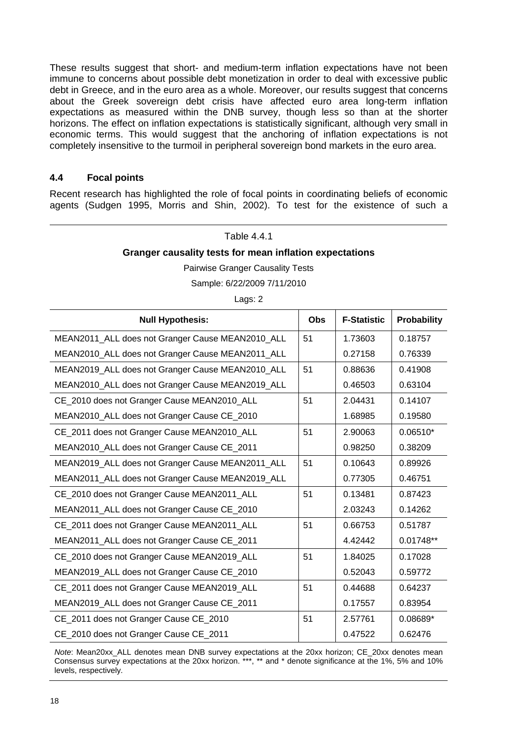These results suggest that short- and medium-term inflation expectations have not been immune to concerns about possible debt monetization in order to deal with excessive public debt in Greece, and in the euro area as a whole. Moreover, our results suggest that concerns about the Greek sovereign debt crisis have affected euro area long-term inflation expectations as measured within the DNB survey, though less so than at the shorter horizons. The effect on inflation expectations is statistically significant, although very small in economic terms. This would suggest that the anchoring of inflation expectations is not completely insensitive to the turmoil in peripheral sovereign bond markets in the euro area.

### 4.4 Focal points

Recent research has highlighted the role of focal points in coordinating beliefs of economic agents (Sudgen 1995, Morris and Shin, 2002). To test for the existence of such a

Table 4.4.1

**Granger causality tests for mean inflation expectations**

Pairwise Granger Causality Tests

Sample: 6/22/2009 7/11/2010

Lags: 2

| Null Hypothesis: | Obs | F-Statistic | Probability |
|---|---|---|---|
| MEAN2011_ALL does not Granger Cause MEAN2010_ALL | 51 | 1.73603 | 0.18757 |
| MEAN2010_ALL does not Granger Cause MEAN2011_ALL | | 0.27158 | 0.76339 |
| MEAN2019_ALL does not Granger Cause MEAN2010_ALL | 51 | 0.88636 | 0.41908 |
| MEAN2010_ALL does not Granger Cause MEAN2019_ALL | | 0.46503 | 0.63104 |
| CE_2010 does not Granger Cause MEAN2010_ALL | 51 | 2.04431 | 0.14107 |
| MEAN2010_ALL does not Granger Cause CE_2010 | | 1.68985 | 0.19580 |
| CE_2011 does not Granger Cause MEAN2010_ALL | 51 | 2.90063 | 0.06510* |
| MEAN2010_ALL does not Granger Cause CE_2011 | | 0.98250 | 0.38209 |
| MEAN2019_ALL does not Granger Cause MEAN2011_ALL | 51 | 0.10643 | 0.89926 |
| MEAN2011_ALL does not Granger Cause MEAN2019_ALL | | 0.77305 | 0.46751 |
| CE_2010 does not Granger Cause MEAN2011_ALL | 51 | 0.13481 | 0.87423 |
| MEAN2011_ALL does not Granger Cause CE_2010 | | 2.03243 | 0.14262 |
| CE_2011 does not Granger Cause MEAN2011_ALL | 51 | 0.66753 | 0.51787 |
| MEAN2011_ALL does not Granger Cause CE_2011 | | 4.42442 | 0.01748** |
| CE_2010 does not Granger Cause MEAN2019_ALL | 51 | 1.84025 | 0.17028 |
| MEAN2019_ALL does not Granger Cause CE_2010 | | 0.52043 | 0.59772 |
| CE_2011 does not Granger Cause MEAN2019_ALL | 51 | 0.44688 | 0.64237 |
| MEAN2019_ALL does not Granger Cause CE_2011 | | 0.17557 | 0.83954 |
| CE_2011 does not Granger Cause CE_2010 | 51 | 2.57761 | 0.08689* |
| CE_2010 does not Granger Cause CE_2011 | | 0.47522 | 0.62476 |

*Note*: Mean20xx_ALL denotes mean DNB survey expectations at the 20xx horizon; CE_20xx denotes mean Consensus survey expectations at the 20xx horizon. ***, ** and * denote significance at the 1%, 5% and 10% levels, respectively.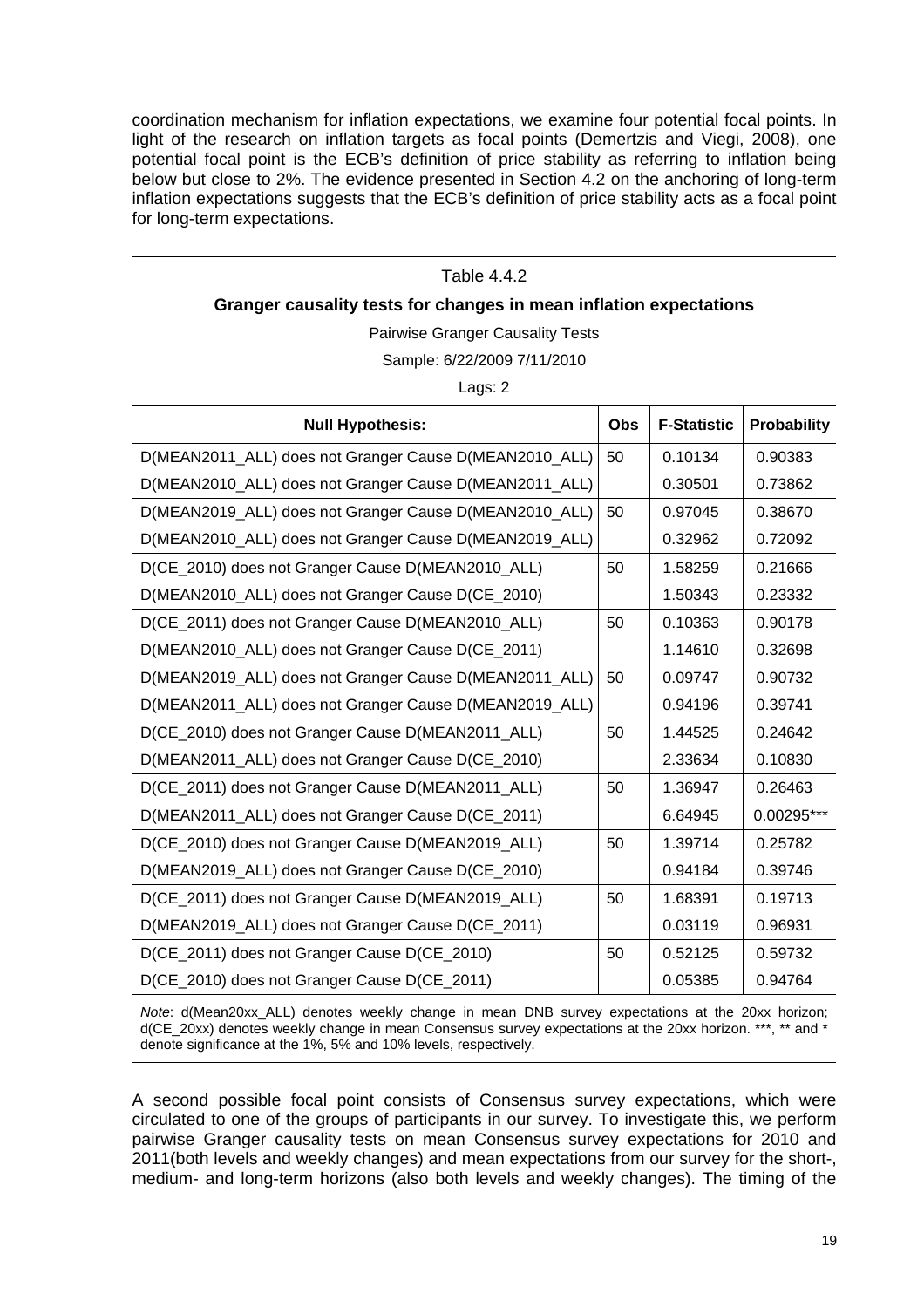coordination mechanism for inflation expectations, we examine four potential focal points. In light of the research on inflation targets as focal points (Demertzis and Viegi, 2008), one potential focal point is the ECB's definition of price stability as referring to inflation being below but close to 2%. The evidence presented in Section 4.2 on the anchoring of long-term inflation expectations suggests that the ECB's definition of price stability acts as a focal point for long-term expectations.

Table 4.4.2

**Granger causality tests for changes in mean inflation expectations**

Pairwise Granger Causality Tests

Sample: 6/22/2009 7/11/2010

Lags: 2

| Null Hypothesis: | Obs | F-Statistic | Probability |
|---|---|---|---|
| D(MEAN2011_ALL) does not Granger Cause D(MEAN2010_ALL) | 50 | 0.10134 | 0.90383 |
| D(MEAN2010_ALL) does not Granger Cause D(MEAN2011_ALL) | | 0.30501 | 0.73862 |
| D(MEAN2019_ALL) does not Granger Cause D(MEAN2010_ALL) | 50 | 0.97045 | 0.38670 |
| D(MEAN2010_ALL) does not Granger Cause D(MEAN2019_ALL) | | 0.32962 | 0.72092 |
| D(CE_2010) does not Granger Cause D(MEAN2010_ALL) | 50 | 1.58259 | 0.21666 |
| D(MEAN2010_ALL) does not Granger Cause D(CE_2010) | | 1.50343 | 0.23332 |
| D(CE_2011) does not Granger Cause D(MEAN2010_ALL) | 50 | 0.10363 | 0.90178 |
| D(MEAN2010_ALL) does not Granger Cause D(CE_2011) | | 1.14610 | 0.32698 |
| D(MEAN2019_ALL) does not Granger Cause D(MEAN2011_ALL) | 50 | 0.09747 | 0.90732 |
| D(MEAN2011_ALL) does not Granger Cause D(MEAN2019_ALL) | | 0.94196 | 0.39741 |
| D(CE_2010) does not Granger Cause D(MEAN2011_ALL) | 50 | 1.44525 | 0.24642 |
| D(MEAN2011_ALL) does not Granger Cause D(CE_2010) | | 2.33634 | 0.10830 |
| D(CE_2011) does not Granger Cause D(MEAN2011_ALL) | 50 | 1.36947 | 0.26463 |
| D(MEAN2011_ALL) does not Granger Cause D(CE_2011) | | 6.64945 | 0.00295*** |
| D(CE_2010) does not Granger Cause D(MEAN2019_ALL) | 50 | 1.39714 | 0.25782 |
| D(MEAN2019_ALL) does not Granger Cause D(CE_2010) | | 0.94184 | 0.39746 |
| D(CE_2011) does not Granger Cause D(MEAN2019_ALL) | 50 | 1.68391 | 0.19713 |
| D(MEAN2019_ALL) does not Granger Cause D(CE_2011) | | 0.03119 | 0.96931 |
| D(CE_2011) does not Granger Cause D(CE_2010) | 50 | 0.52125 | 0.59732 |
| D(CE_2010) does not Granger Cause D(CE_2011) | | 0.05385 | 0.94764 |

*Note*: d(Mean20xx_ALL) denotes weekly change in mean DNB survey expectations at the 20xx horizon; d(CE_20xx) denotes weekly change in mean Consensus survey expectations at the 20xx horizon. ***, ** and * denote significance at the 1%, 5% and 10% levels, respectively.

A second possible focal point consists of Consensus survey expectations, which were circulated to one of the groups of participants in our survey. To investigate this, we perform pairwise Granger causality tests on mean Consensus survey expectations for 2010 and 2011(both levels and weekly changes) and mean expectations from our survey for the short-, medium- and long-term horizons (also both levels and weekly changes). The timing of the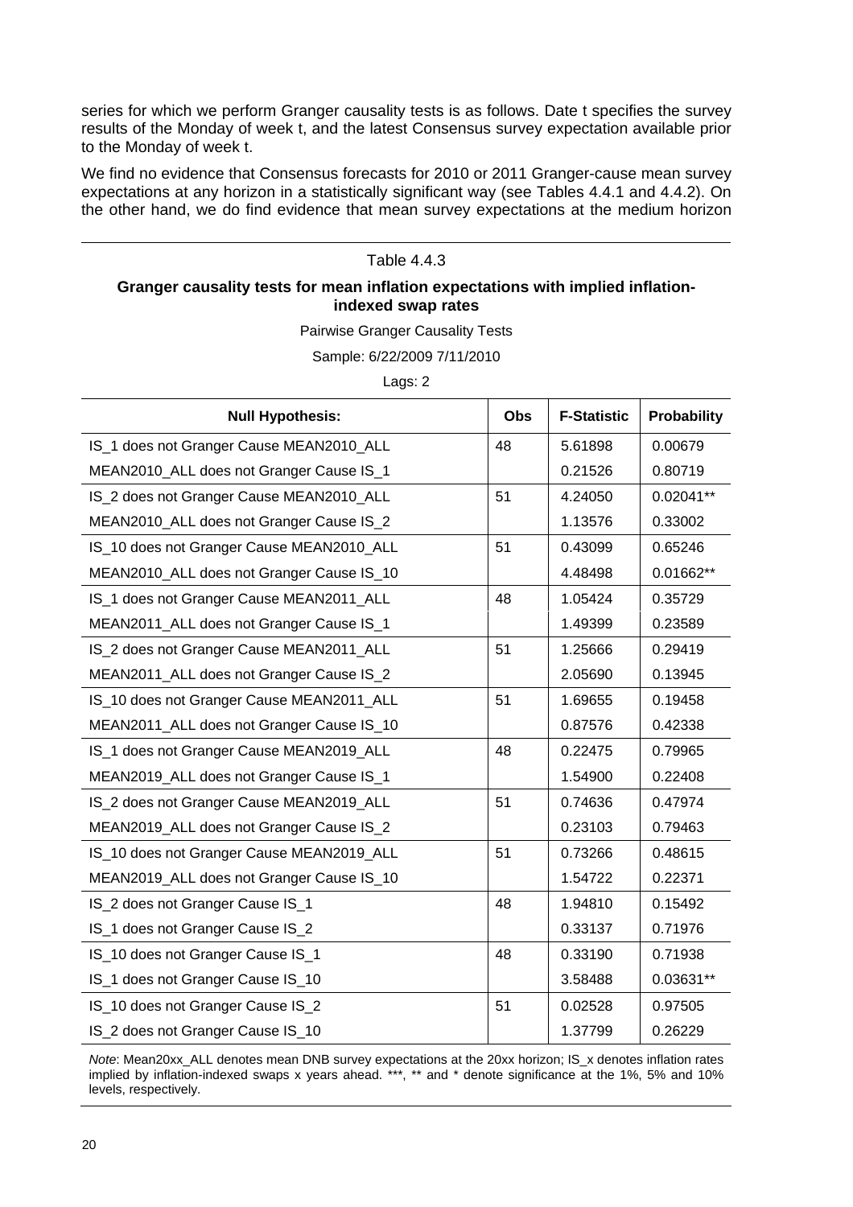series for which we perform Granger causality tests is as follows. Date t specifies the survey results of the Monday of week t, and the latest Consensus survey expectation available prior to the Monday of week t.

We find no evidence that Consensus forecasts for 2010 or 2011 Granger-cause mean survey expectations at any horizon in a statistically significant way (see Tables 4.4.1 and 4.4.2). On the other hand, we do find evidence that mean survey expectations at the medium horizon

Table 4.4.3

**Granger causality tests for mean inflation expectations with implied inflation-indexed swap rates**

Pairwise Granger Causality Tests

Sample: 6/22/2009 7/11/2010

Lags: 2

| Null Hypothesis: | Obs | F-Statistic | Probability |
|---|---|---|---|
| IS_1 does not Granger Cause MEAN2010_ALL | 48 | 5.61898 | 0.00679 |
| MEAN2010_ALL does not Granger Cause IS_1 | | 0.21526 | 0.80719 |
| IS_2 does not Granger Cause MEAN2010_ALL | 51 | 4.24050 | 0.02041** |
| MEAN2010_ALL does not Granger Cause IS_2 | | 1.13576 | 0.33002 |
| IS_10 does not Granger Cause MEAN2010_ALL | 51 | 0.43099 | 0.65246 |
| MEAN2010_ALL does not Granger Cause IS_10 | | 4.48498 | 0.01662** |
| IS_1 does not Granger Cause MEAN2011_ALL | 48 | 1.05424 | 0.35729 |
| MEAN2011_ALL does not Granger Cause IS_1 | | 1.49399 | 0.23589 |
| IS_2 does not Granger Cause MEAN2011_ALL | 51 | 1.25666 | 0.29419 |
| MEAN2011_ALL does not Granger Cause IS_2 | | 2.05690 | 0.13945 |
| IS_10 does not Granger Cause MEAN2011_ALL | 51 | 1.69655 | 0.19458 |
| MEAN2011_ALL does not Granger Cause IS_10 | | 0.87576 | 0.42338 |
| IS_1 does not Granger Cause MEAN2019_ALL | 48 | 0.22475 | 0.79965 |
| MEAN2019_ALL does not Granger Cause IS_1 | | 1.54900 | 0.22408 |
| IS_2 does not Granger Cause MEAN2019_ALL | 51 | 0.74636 | 0.47974 |
| MEAN2019_ALL does not Granger Cause IS_2 | | 0.23103 | 0.79463 |
| IS_10 does not Granger Cause MEAN2019_ALL | 51 | 0.73266 | 0.48615 |
| MEAN2019_ALL does not Granger Cause IS_10 | | 1.54722 | 0.22371 |
| IS_2 does not Granger Cause IS_1 | 48 | 1.94810 | 0.15492 |
| IS_1 does not Granger Cause IS_2 | | 0.33137 | 0.71976 |
| IS_10 does not Granger Cause IS_1 | 48 | 0.33190 | 0.71938 |
| IS_1 does not Granger Cause IS_10 | | 3.58488 | 0.03631** |
| IS_10 does not Granger Cause IS_2 | 51 | 0.02528 | 0.97505 |
| IS_2 does not Granger Cause IS_10 | | 1.37799 | 0.26229 |

*Note*: Mean20xx_ALL denotes mean DNB survey expectations at the 20xx horizon; IS_x denotes inflation rates implied by inflation-indexed swaps x years ahead. ***, ** and * denote significance at the 1%, 5% and 10% levels, respectively.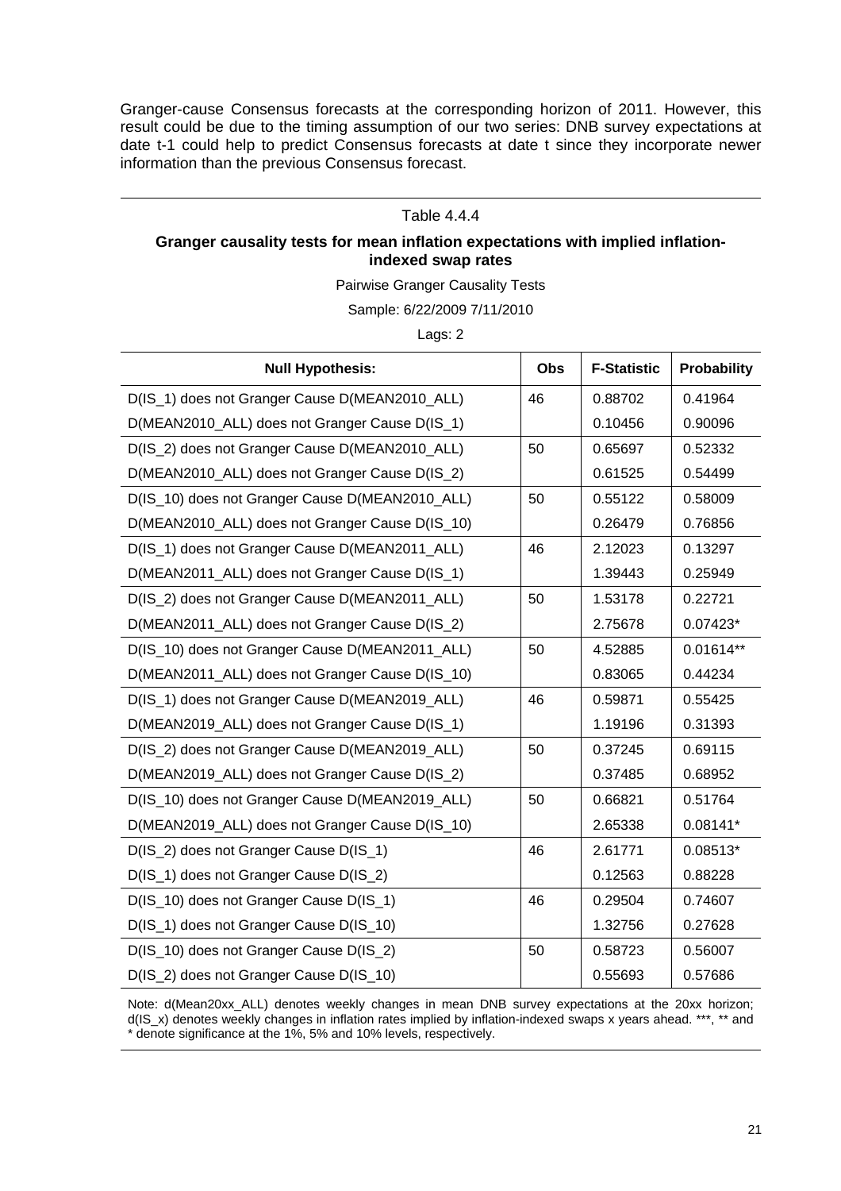Granger-cause Consensus forecasts at the corresponding horizon of 2011. However, this result could be due to the timing assumption of our two series: DNB survey expectations at date t-1 could help to predict Consensus forecasts at date t since they incorporate newer information than the previous Consensus forecast.

Table 4.4.4

**Granger causality tests for mean inflation expectations with implied inflation-indexed swap rates**

Pairwise Granger Causality Tests

Sample: 6/22/2009 7/11/2010

Lags: 2

| Null Hypothesis: | Obs | F-Statistic | Probability |
|---|---|---|---|
| D(IS_1) does not Granger Cause D(MEAN2010_ALL) | 46 | 0.88702 | 0.41964 |
| D(MEAN2010_ALL) does not Granger Cause D(IS_1) | | 0.10456 | 0.90096 |
| D(IS_2) does not Granger Cause D(MEAN2010_ALL) | 50 | 0.65697 | 0.52332 |
| D(MEAN2010_ALL) does not Granger Cause D(IS_2) | | 0.61525 | 0.54499 |
| D(IS_10) does not Granger Cause D(MEAN2010_ALL) | 50 | 0.55122 | 0.58009 |
| D(MEAN2010_ALL) does not Granger Cause D(IS_10) | | 0.26479 | 0.76856 |
| D(IS_1) does not Granger Cause D(MEAN2011_ALL) | 46 | 2.12023 | 0.13297 |
| D(MEAN2011_ALL) does not Granger Cause D(IS_1) | | 1.39443 | 0.25949 |
| D(IS_2) does not Granger Cause D(MEAN2011_ALL) | 50 | 1.53178 | 0.22721 |
| D(MEAN2011_ALL) does not Granger Cause D(IS_2) | | 2.75678 | 0.07423* |
| D(IS_10) does not Granger Cause D(MEAN2011_ALL) | 50 | 4.52885 | 0.01614** |
| D(MEAN2011_ALL) does not Granger Cause D(IS_10) | | 0.83065 | 0.44234 |
| D(IS_1) does not Granger Cause D(MEAN2019_ALL) | 46 | 0.59871 | 0.55425 |
| D(MEAN2019_ALL) does not Granger Cause D(IS_1) | | 1.19196 | 0.31393 |
| D(IS_2) does not Granger Cause D(MEAN2019_ALL) | 50 | 0.37245 | 0.69115 |
| D(MEAN2019_ALL) does not Granger Cause D(IS_2) | | 0.37485 | 0.68952 |
| D(IS_10) does not Granger Cause D(MEAN2019_ALL) | 50 | 0.66821 | 0.51764 |
| D(MEAN2019_ALL) does not Granger Cause D(IS_10) | | 2.65338 | 0.08141* |
| D(IS_2) does not Granger Cause D(IS_1) | 46 | 2.61771 | 0.08513* |
| D(IS_1) does not Granger Cause D(IS_2) | | 0.12563 | 0.88228 |
| D(IS_10) does not Granger Cause D(IS_1) | 46 | 0.29504 | 0.74607 |
| D(IS_1) does not Granger Cause D(IS_10) | | 1.32756 | 0.27628 |
| D(IS_10) does not Granger Cause D(IS_2) | 50 | 0.58723 | 0.56007 |
| D(IS_2) does not Granger Cause D(IS_10) | | 0.55693 | 0.57686 |

Note: d(Mean20xx_ALL) denotes weekly changes in mean DNB survey expectations at the 20xx horizon; d(IS_x) denotes weekly changes in inflation rates implied by inflation-indexed swaps x years ahead. ***, ** and * denote significance at the 1%, 5% and 10% levels, respectively.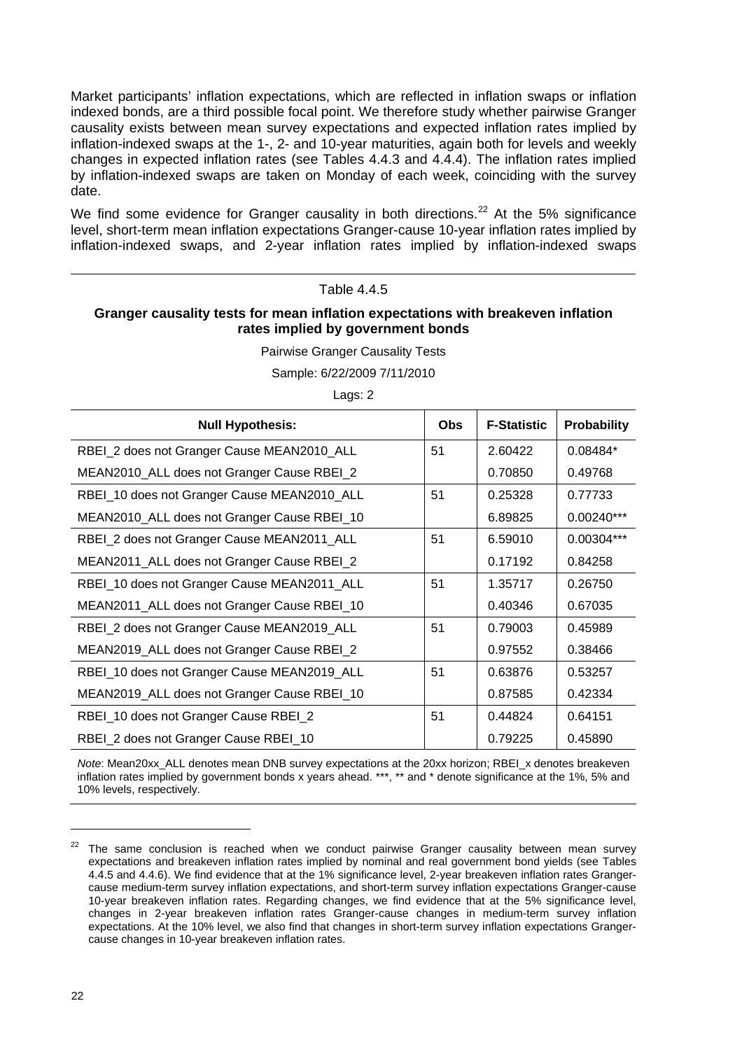Market participants' inflation expectations, which are reflected in inflation swaps or inflation indexed bonds, are a third possible focal point. We therefore study whether pairwise Granger causality exists between mean survey expectations and expected inflation rates implied by inflation-indexed swaps at the 1-, 2- and 10-year maturities, again both for levels and weekly changes in expected inflation rates (see Tables 4.4.3 and 4.4.4). The inflation rates implied by inflation-indexed swaps are taken on Monday of each week, coinciding with the survey date.

We find some evidence for Granger causality in both directions.[22] At the 5% significance level, short-term mean inflation expectations Granger-cause 10-year inflation rates implied by inflation-indexed swaps, and 2-year inflation rates implied by inflation-indexed swaps

Table 4.4.5

**Granger causality tests for mean inflation expectations with breakeven inflation rates implied by government bonds**

Pairwise Granger Causality Tests

Sample: 6/22/2009 7/11/2010

Lags: 2

| Null Hypothesis: | Obs | F-Statistic | Probability |
|---|---|---|---|
| RBEI_2 does not Granger Cause MEAN2010_ALL | 51 | 2.60422 | 0.08484* |
| MEAN2010_ALL does not Granger Cause RBEI_2 | | 0.70850 | 0.49768 |
| RBEI_10 does not Granger Cause MEAN2010_ALL | 51 | 0.25328 | 0.77733 |
| MEAN2010_ALL does not Granger Cause RBEI_10 | | 6.89825 | 0.00240*** |
| RBEI_2 does not Granger Cause MEAN2011_ALL | 51 | 6.59010 | 0.00304*** |
| MEAN2011_ALL does not Granger Cause RBEI_2 | | 0.17192 | 0.84258 |
| RBEI_10 does not Granger Cause MEAN2011_ALL | 51 | 1.35717 | 0.26750 |
| MEAN2011_ALL does not Granger Cause RBEI_10 | | 0.40346 | 0.67035 |
| RBEI_2 does not Granger Cause MEAN2019_ALL | 51 | 0.79003 | 0.45989 |
| MEAN2019_ALL does not Granger Cause RBEI_2 | | 0.97552 | 0.38466 |
| RBEI_10 does not Granger Cause MEAN2019_ALL | 51 | 0.63876 | 0.53257 |
| MEAN2019_ALL does not Granger Cause RBEI_10 | | 0.87585 | 0.42334 |
| RBEI_10 does not Granger Cause RBEI_2 | 51 | 0.44824 | 0.64151 |
| RBEI_2 does not Granger Cause RBEI_10 | | 0.79225 | 0.45890 |

*Note*: Mean20xx_ALL denotes mean DNB survey expectations at the 20xx horizon; RBEI_x denotes breakeven inflation rates implied by government bonds x years ahead. ***, ** and * denote significance at the 1%, 5% and 10% levels, respectively.

[22] The same conclusion is reached when we conduct pairwise Granger causality between mean survey expectations and breakeven inflation rates implied by nominal and real government bond yields (see Tables 4.4.5 and 4.4.6). We find evidence that at the 1% significance level, 2-year breakeven inflation rates Granger-cause medium-term survey inflation expectations, and short-term survey inflation expectations Granger-cause 10-year breakeven inflation rates. Regarding changes, we find evidence that at the 5% significance level, changes in 2-year breakeven inflation rates Granger-cause changes in medium-term survey inflation expectations. At the 10% level, we also find that changes in short-term survey inflation expectations Granger-cause changes in 10-year breakeven inflation rates.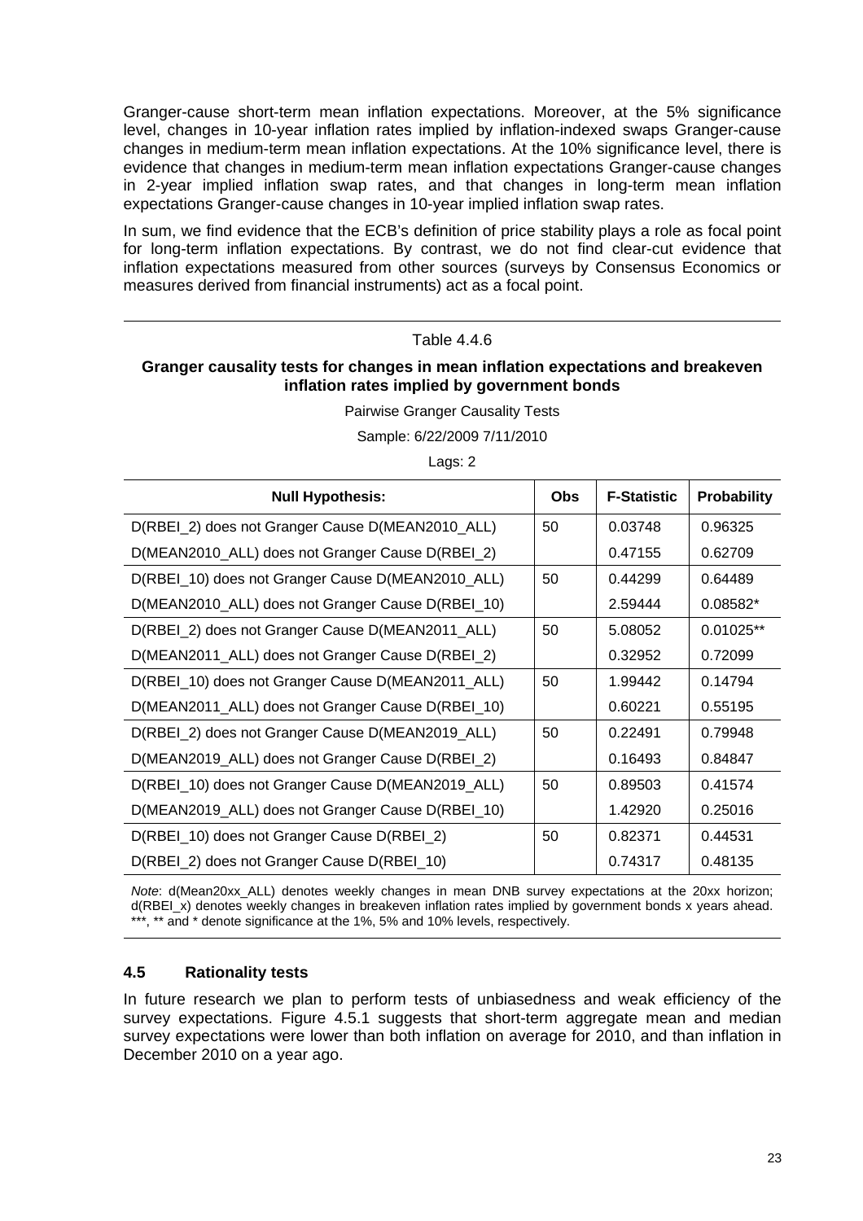Granger-cause short-term mean inflation expectations. Moreover, at the 5% significance level, changes in 10-year inflation rates implied by inflation-indexed swaps Granger-cause changes in medium-term mean inflation expectations. At the 10% significance level, there is evidence that changes in medium-term mean inflation expectations Granger-cause changes in 2-year implied inflation swap rates, and that changes in long-term mean inflation expectations Granger-cause changes in 10-year implied inflation swap rates.

In sum, we find evidence that the ECB's definition of price stability plays a role as focal point for long-term inflation expectations. By contrast, we do not find clear-cut evidence that inflation expectations measured from other sources (surveys by Consensus Economics or measures derived from financial instruments) act as a focal point.

Table 4.4.6

**Granger causality tests for changes in mean inflation expectations and breakeven inflation rates implied by government bonds**

Pairwise Granger Causality Tests

Sample: 6/22/2009 7/11/2010

Lags: 2

| Null Hypothesis: | Obs | F-Statistic | Probability |
|---|---|---|---|
| D(RBEI_2) does not Granger Cause D(MEAN2010_ALL) | 50 | 0.03748 | 0.96325 |
| D(MEAN2010_ALL) does not Granger Cause D(RBEI_2) | | 0.47155 | 0.62709 |
| D(RBEI_10) does not Granger Cause D(MEAN2010_ALL) | 50 | 0.44299 | 0.64489 |
| D(MEAN2010_ALL) does not Granger Cause D(RBEI_10) | | 2.59444 | 0.08582* |
| D(RBEI_2) does not Granger Cause D(MEAN2011_ALL) | 50 | 5.08052 | 0.01025** |
| D(MEAN2011_ALL) does not Granger Cause D(RBEI_2) | | 0.32952 | 0.72099 |
| D(RBEI_10) does not Granger Cause D(MEAN2011_ALL) | 50 | 1.99442 | 0.14794 |
| D(MEAN2011_ALL) does not Granger Cause D(RBEI_10) | | 0.60221 | 0.55195 |
| D(RBEI_2) does not Granger Cause D(MEAN2019_ALL) | 50 | 0.22491 | 0.79948 |
| D(MEAN2019_ALL) does not Granger Cause D(RBEI_2) | | 0.16493 | 0.84847 |
| D(RBEI_10) does not Granger Cause D(MEAN2019_ALL) | 50 | 0.89503 | 0.41574 |
| D(MEAN2019_ALL) does not Granger Cause D(RBEI_10) | | 1.42920 | 0.25016 |
| D(RBEI_10) does not Granger Cause D(RBEI_2) | 50 | 0.82371 | 0.44531 |
| D(RBEI_2) does not Granger Cause D(RBEI_10) | | 0.74317 | 0.48135 |

*Note*: d(Mean20xx_ALL) denotes weekly changes in mean DNB survey expectations at the 20xx horizon; d(RBEI_x) denotes weekly changes in breakeven inflation rates implied by government bonds x years ahead. ***, ** and * denote significance at the 1%, 5% and 10% levels, respectively.

### 4.5 Rationality tests

In future research we plan to perform tests of unbiasedness and weak efficiency of the survey expectations. Figure 4.5.1 suggests that short-term aggregate mean and median survey expectations were lower than both inflation on average for 2010, and than inflation in December 2010 on a year ago.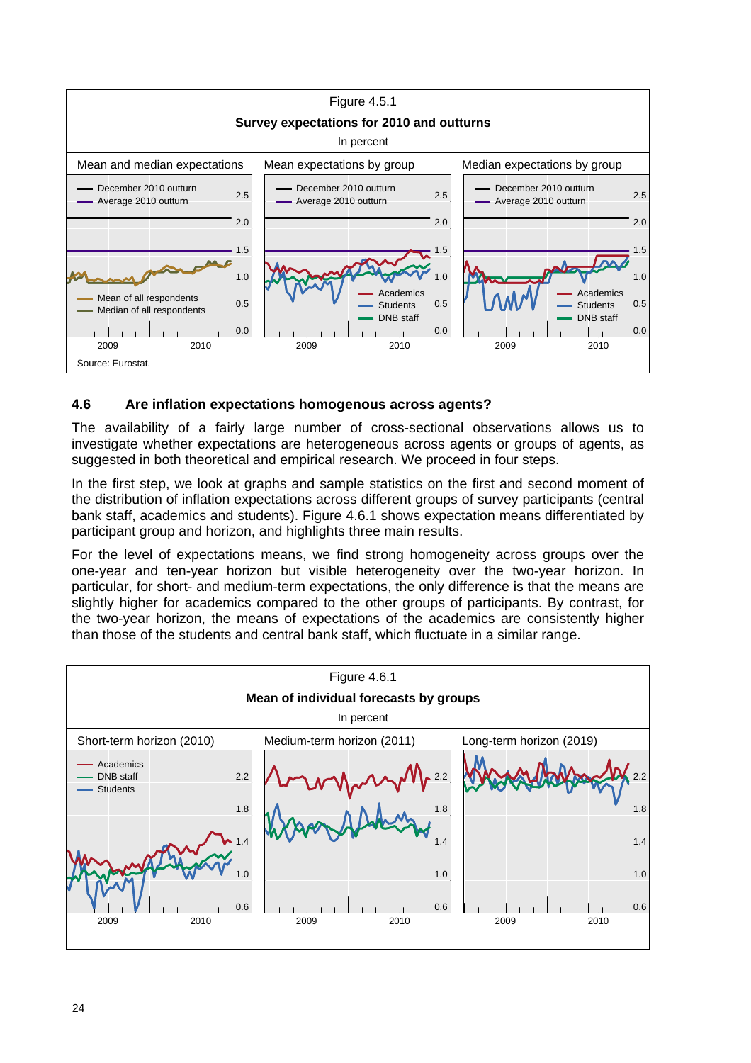Figure 4.5.1

**Survey expectations for 2010 and outturns**

In percent

Source: Eurostat.

### 4.6 Are inflation expectations homogenous across agents?

The availability of a fairly large number of cross-sectional observations allows us to investigate whether expectations are heterogeneous across agents or groups of agents, as suggested in both theoretical and empirical research. We proceed in four steps.

In the first step, we look at graphs and sample statistics on the first and second moment of the distribution of inflation expectations across different groups of survey participants (central bank staff, academics and students). Figure 4.6.1 shows expectation means differentiated by participant group and horizon, and highlights three main results.

For the level of expectations means, we find strong homogeneity across groups over the one-year and ten-year horizon but visible heterogeneity over the two-year horizon. In particular, for short- and medium-term expectations, the only difference is that the means are slightly higher for academics compared to the other groups of participants. By contrast, for the two-year horizon, the means of expectations of the academics are consistently higher than those of the students and central bank staff, which fluctuate in a similar range.

Figure 4.6.1

**Mean of individual forecasts by groups**

In percent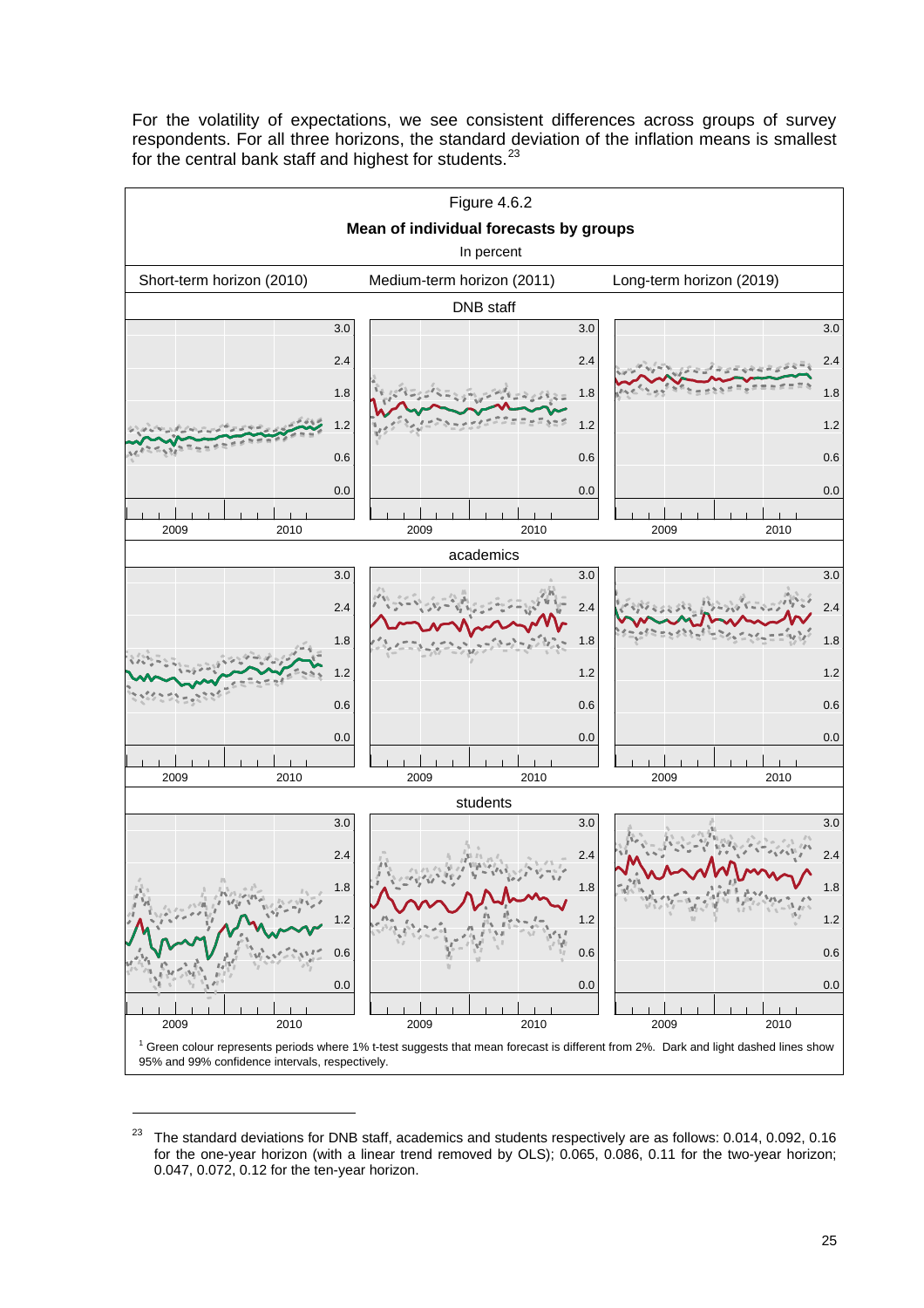For the volatility of expectations, we see consistent differences across groups of survey respondents. For all three horizons, the standard deviation of the inflation means is smallest for the central bank staff and highest for students.[23]

Figure 4.6.2

**Mean of individual forecasts by groups**

In percent

Short-term horizon (2010) | Medium-term horizon (2011) | Long-term horizon (2019)

DNB staff

academics

students

[1] Green colour represents periods where 1% t-test suggests that mean forecast is different from 2%. Dark and light dashed lines show 95% and 99% confidence intervals, respectively.

[23] The standard deviations for DNB staff, academics and students respectively are as follows: 0.014, 0.092, 0.16 for the one-year horizon (with a linear trend removed by OLS); 0.065, 0.086, 0.11 for the two-year horizon; 0.047, 0.072, 0.12 for the ten-year horizon.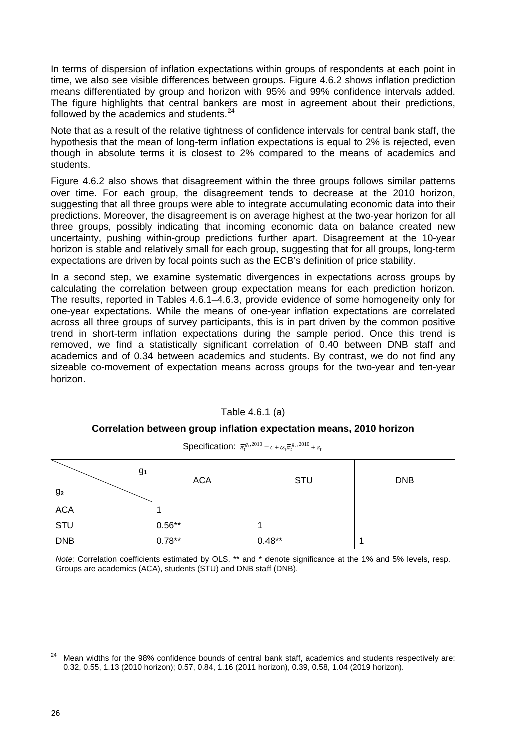In terms of dispersion of inflation expectations within groups of respondents at each point in time, we also see visible differences between groups. Figure 4.6.2 shows inflation prediction means differentiated by group and horizon with 95% and 99% confidence intervals added. The figure highlights that central bankers are most in agreement about their predictions, followed by the academics and students.[24]

Note that as a result of the relative tightness of confidence intervals for central bank staff, the hypothesis that the mean of long-term inflation expectations is equal to 2% is rejected, even though in absolute terms it is closest to 2% compared to the means of academics and students.

Figure 4.6.2 also shows that disagreement within the three groups follows similar patterns over time. For each group, the disagreement tends to decrease at the 2010 horizon, suggesting that all three groups were able to integrate accumulating economic data into their predictions. Moreover, the disagreement is on average highest at the two-year horizon for all three groups, possibly indicating that incoming economic data on balance created new uncertainty, pushing within-group predictions further apart. Disagreement at the 10-year horizon is stable and relatively small for each group, suggesting that for all groups, long-term expectations are driven by focal points such as the ECB's definition of price stability.

In a second step, we examine systematic divergences in expectations across groups by calculating the correlation between group expectation means for each prediction horizon. The results, reported in Tables 4.6.1–4.6.3, provide evidence of some homogeneity only for one-year expectations. While the means of one-year inflation expectations are correlated across all three groups of survey participants, this is in part driven by the common positive trend in short-term inflation expectations during the sample period. Once this trend is removed, we find a statistically significant correlation of 0.40 between DNB staff and academics and of 0.34 between academics and students. By contrast, we do not find any sizeable co-movement of expectation means across groups for the two-year and ten-year horizon.

Table 4.6.1 (a)

**Correlation between group inflation expectation means, 2010 horizon**

Specification: $\bar{\pi}_t^{g_1,2010} = c + \alpha_1 \bar{\pi}_t^{g_2,2010} + \varepsilon_t$

| $g_2$ \ $g_1$ | ACA | STU | DNB |
|---|---|---|---|
| ACA | 1 | | |
| STU | 0.56** | 1 | |
| DNB | 0.78** | 0.48** | 1 |

*Note:* Correlation coefficients estimated by OLS. ** and * denote significance at the 1% and 5% levels, resp. Groups are academics (ACA), students (STU) and DNB staff (DNB).

[24] Mean widths for the 98% confidence bounds of central bank staff, academics and students respectively are: 0.32, 0.55, 1.13 (2010 horizon); 0.57, 0.84, 1.16 (2011 horizon), 0.39, 0.58, 1.04 (2019 horizon).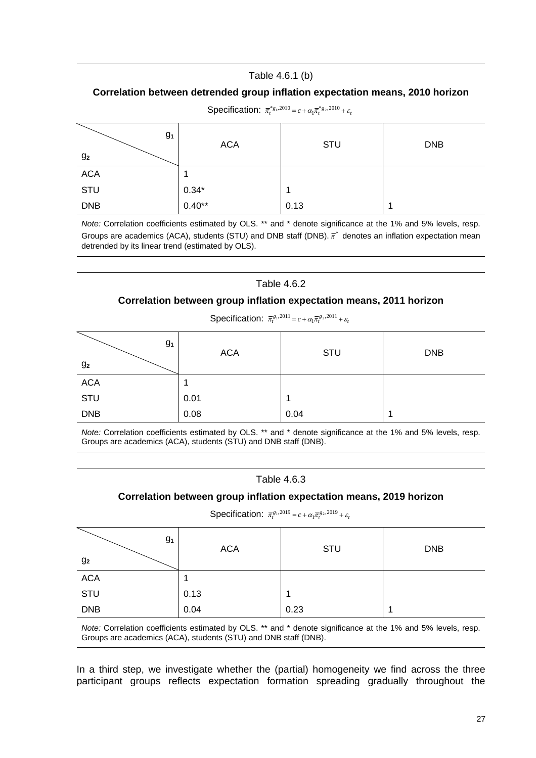Table 4.6.1 (b)

**Correlation between detrended group inflation expectation means, 2010 horizon**

Specification: $\bar{\pi}_t^{*g_1,2010} = c + \alpha_1 \bar{\pi}_t^{*g_2,2010} + \varepsilon_t$

| $g_1$ / $g_2$ | ACA | STU | DNB |
|---|---|---|---|
| ACA | 1 | | |
| STU | 0.34* | 1 | |
| DNB | 0.40** | 0.13 | 1 |

*Note:* Correlation coefficients estimated by OLS. ** and * denote significance at the 1% and 5% levels, resp. Groups are academics (ACA), students (STU) and DNB staff (DNB). $\bar{\pi}^*$ denotes an inflation expectation mean detrended by its linear trend (estimated by OLS).

Table 4.6.2

**Correlation between group inflation expectation means, 2011 horizon**

Specification: $\bar{\pi}_t^{g_1,2011} = c + \alpha_1 \bar{\pi}_t^{g_2,2011} + \varepsilon_t$

| $g_1$ / $g_2$ | ACA | STU | DNB |
|---|---|---|---|
| ACA | 1 | | |
| STU | 0.01 | 1 | |
| DNB | 0.08 | 0.04 | 1 |

*Note:* Correlation coefficients estimated by OLS. ** and * denote significance at the 1% and 5% levels, resp. Groups are academics (ACA), students (STU) and DNB staff (DNB).

Table 4.6.3

**Correlation between group inflation expectation means, 2019 horizon**

Specification: $\bar{\pi}_t^{g_1,2019} = c + \alpha_1 \bar{\pi}_t^{g_2,2019} + \varepsilon_t$

| $g_1$ / $g_2$ | ACA | STU | DNB |
|---|---|---|---|
| ACA | 1 | | |
| STU | 0.13 | 1 | |
| DNB | 0.04 | 0.23 | 1 |

*Note:* Correlation coefficients estimated by OLS. ** and * denote significance at the 1% and 5% levels, resp. Groups are academics (ACA), students (STU) and DNB staff (DNB).

In a third step, we investigate whether the (partial) homogeneity we find across the three participant groups reflects expectation formation spreading gradually throughout the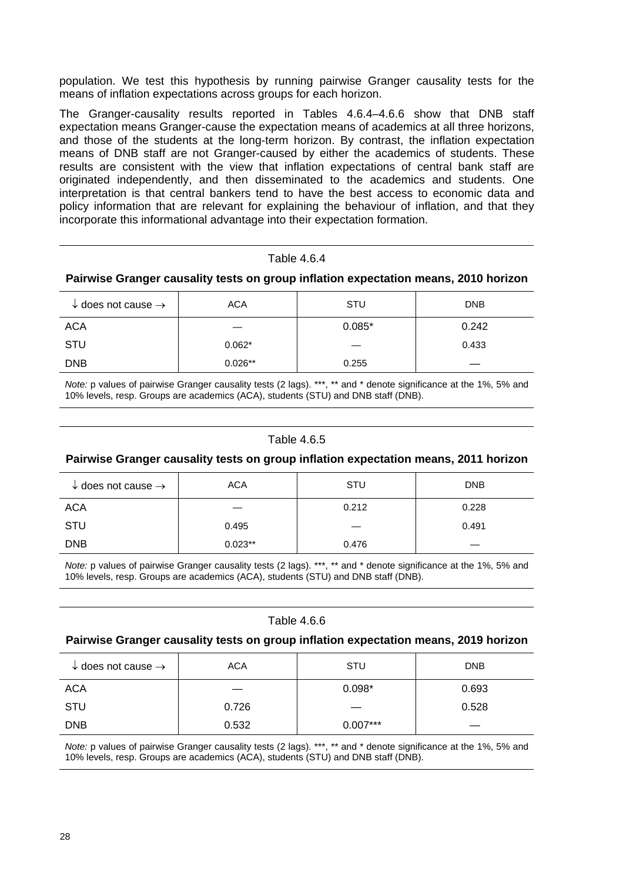population. We test this hypothesis by running pairwise Granger causality tests for the means of inflation expectations across groups for each horizon.

The Granger-causality results reported in Tables 4.6.4–4.6.6 show that DNB staff expectation means Granger-cause the expectation means of academics at all three horizons, and those of the students at the long-term horizon. By contrast, the inflation expectation means of DNB staff are not Granger-caused by either the academics of students. These results are consistent with the view that inflation expectations of central bank staff are originated independently, and then disseminated to the academics and students. One interpretation is that central bankers tend to have the best access to economic data and policy information that are relevant for explaining the behaviour of inflation, and that they incorporate this informational advantage into their expectation formation.

Table 4.6.4

**Pairwise Granger causality tests on group inflation expectation means, 2010 horizon**

| ↓ does not cause → | ACA | STU | DNB |
|---|---|---|---|
| ACA | — | 0.085* | 0.242 |
| STU | 0.062* | — | 0.433 |
| DNB | 0.026** | 0.255 | — |

*Note:* p values of pairwise Granger causality tests (2 lags). ***, ** and * denote significance at the 1%, 5% and 10% levels, resp. Groups are academics (ACA), students (STU) and DNB staff (DNB).

Table 4.6.5

**Pairwise Granger causality tests on group inflation expectation means, 2011 horizon**

| ↓ does not cause → | ACA | STU | DNB |
|---|---|---|---|
| ACA | — | 0.212 | 0.228 |
| STU | 0.495 | — | 0.491 |
| DNB | 0.023** | 0.476 | — |

*Note:* p values of pairwise Granger causality tests (2 lags). ***, ** and * denote significance at the 1%, 5% and 10% levels, resp. Groups are academics (ACA), students (STU) and DNB staff (DNB).

Table 4.6.6

**Pairwise Granger causality tests on group inflation expectation means, 2019 horizon**

| ↓ does not cause → | ACA | STU | DNB |
|---|---|---|---|
| ACA | — | 0.098* | 0.693 |
| STU | 0.726 | — | 0.528 |
| DNB | 0.532 | 0.007*** | — |

*Note:* p values of pairwise Granger causality tests (2 lags). ***, ** and * denote significance at the 1%, 5% and 10% levels, resp. Groups are academics (ACA), students (STU) and DNB staff (DNB).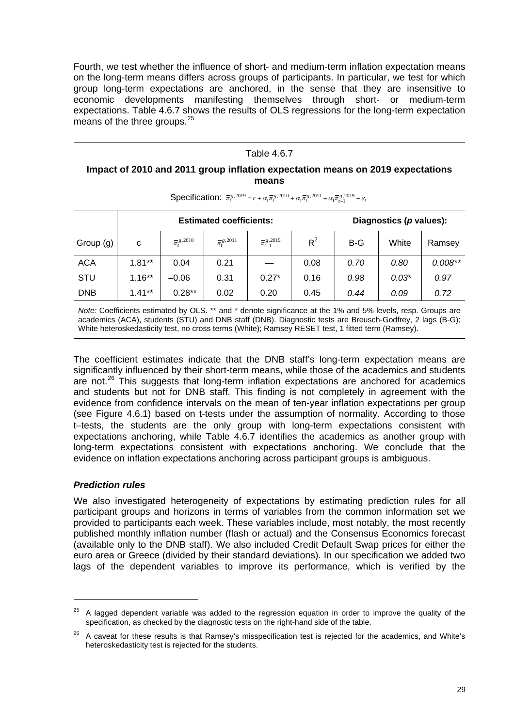Fourth, we test whether the influence of short- and medium-term inflation expectation means on the long-term means differs across groups of participants. In particular, we test for which group long-term expectations are anchored, in the sense that they are insensitive to economic developments manifesting themselves through short- or medium-term expectations. Table 4.6.7 shows the results of OLS regressions for the long-term expectation means of the three groups.[25]

Table 4.6.7

**Impact of 2010 and 2011 group inflation expectation means on 2019 expectations means**

Specification: $\bar{\pi}_t^{g,2019} = c + \alpha_1 \bar{\pi}_t^{g,2010} + \alpha_1 \bar{\pi}_t^{g,2011} + \alpha_1 \bar{\pi}_{t-1}^{g,2019} + \varepsilon_t$

| | **Estimated coefficients:** | | | | | **Diagnostics (*p* values):** | | |
|---|---|---|---|---|---|---|---|---|
| Group (g) | c | $\bar{\pi}_t^{g,2010}$ | $\bar{\pi}_t^{g,2011}$ | $\bar{\pi}_{t-1}^{g,2019}$ | $R^2$ | B-G | White | Ramsey |
| ACA | 1.81** | 0.04 | 0.21 | — | 0.08 | *0.70* | *0.80* | *0.008*** |
| STU | 1.16** | –0.06 | 0.31 | 0.27* | 0.16 | *0.98* | *0.03** | *0.97* |
| DNB | 1.41** | 0.28** | 0.02 | 0.20 | 0.45 | *0.44* | *0.09* | *0.72* |

*Note:* Coefficients estimated by OLS. ** and * denote significance at the 1% and 5% levels, resp. Groups are academics (ACA), students (STU) and DNB staff (DNB). Diagnostic tests are Breusch-Godfrey, 2 lags (B-G); White heteroskedasticity test, no cross terms (White); Ramsey RESET test, 1 fitted term (Ramsey).

The coefficient estimates indicate that the DNB staff's long-term expectation means are significantly influenced by their short-term means, while those of the academics and students are not.[26] This suggests that long-term inflation expectations are anchored for academics and students but not for DNB staff. This finding is not completely in agreement with the evidence from confidence intervals on the mean of ten-year inflation expectations per group (see Figure 4.6.1) based on t-tests under the assumption of normality. According to those t–tests, the students are the only group with long-term expectations consistent with expectations anchoring, while Table 4.6.7 identifies the academics as another group with long-term expectations consistent with expectations anchoring. We conclude that the evidence on inflation expectations anchoring across participant groups is ambiguous.

### *Prediction rules*

We also investigated heterogeneity of expectations by estimating prediction rules for all participant groups and horizons in terms of variables from the common information set we provided to participants each week. These variables include, most notably, the most recently published monthly inflation number (flash or actual) and the Consensus Economics forecast (available only to the DNB staff). We also included Credit Default Swap prices for either the euro area or Greece (divided by their standard deviations). In our specification we added two lags of the dependent variables to improve its performance, which is verified by the

[25] A lagged dependent variable was added to the regression equation in order to improve the quality of the specification, as checked by the diagnostic tests on the right-hand side of the table.

[26] A caveat for these results is that Ramsey's misspecification test is rejected for the academics, and White's heteroskedasticity test is rejected for the students.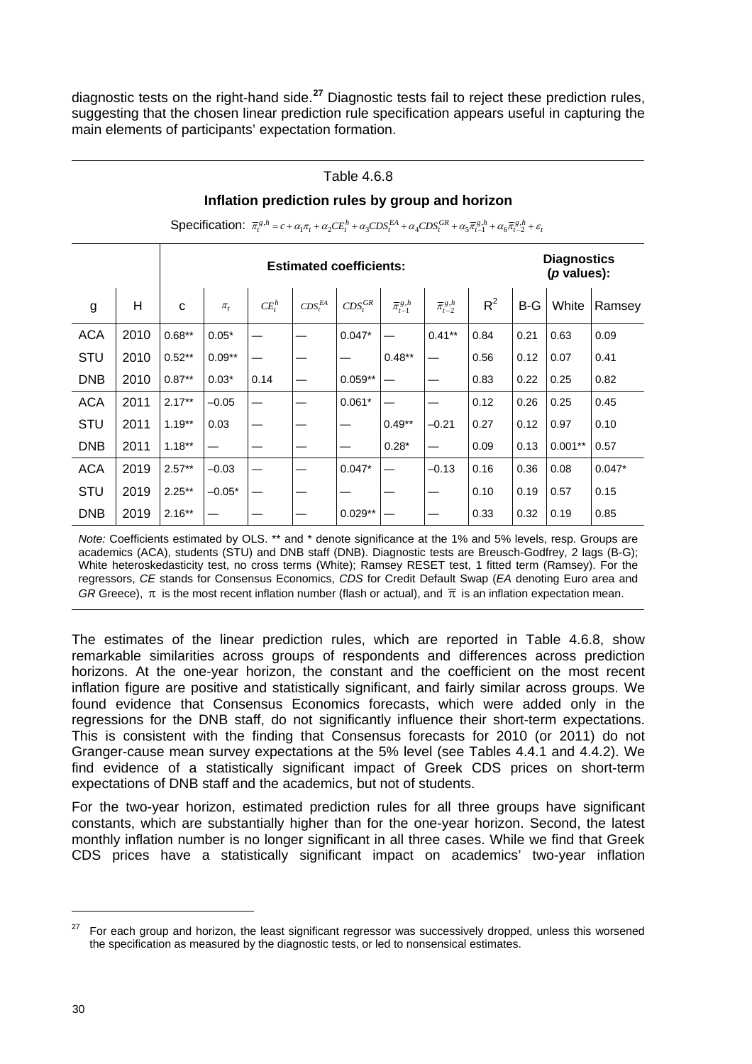diagnostic tests on the right-hand side.[27] Diagnostic tests fail to reject these prediction rules, suggesting that the chosen linear prediction rule specification appears useful in capturing the main elements of participants' expectation formation.

Table 4.6.8

**Inflation prediction rules by group and horizon**

Specification: $\bar{\pi}_t^{g,h} = c + \alpha_1 \pi_t + \alpha_2 CE_t^h + \alpha_3 CDS_t^{EA} + \alpha_4 CDS_t^{GR} + \alpha_5 \bar{\pi}_{t-1}^{g,h} + \alpha_6 \bar{\pi}_{t-2}^{g,h} + \varepsilon_t$

| | | **Estimated coefficients:** | | | | | | | | **Diagnostics (*p* values):** | | |
|---|---|---|---|---|---|---|---|---|---|---|---|---|
| g | H | c | $\pi_t$ | $CE_t^h$ | $CDS_t^{EA}$ | $CDS_t^{GR}$ | $\bar{\pi}_{t-1}^{g,h}$ | $\bar{\pi}_{t-2}^{g,h}$ | $R^2$ | B-G | White | Ramsey |
| ACA | 2010 | 0.68** | 0.05* | — | — | 0.047* | — | 0.41** | 0.84 | 0.21 | 0.63 | 0.09 |
| STU | 2010 | 0.52** | 0.09** | — | — | — | 0.48** | — | 0.56 | 0.12 | 0.07 | 0.41 |
| DNB | 2010 | 0.87** | 0.03* | 0.14 | — | 0.059** | — | — | 0.83 | 0.22 | 0.25 | 0.82 |
| ACA | 2011 | 2.17** | –0.05 | — | — | 0.061* | — | — | 0.12 | 0.26 | 0.25 | 0.45 |
| STU | 2011 | 1.19** | 0.03 | — | — | — | 0.49** | –0.21 | 0.27 | 0.12 | 0.97 | 0.10 |
| DNB | 2011 | 1.18** | — | — | — | — | 0.28* | — | 0.09 | 0.13 | 0.001** | 0.57 |
| ACA | 2019 | 2.57** | –0.03 | — | — | 0.047* | — | –0.13 | 0.16 | 0.36 | 0.08 | 0.047* |
| STU | 2019 | 2.25** | –0.05* | — | — | — | — | — | 0.10 | 0.19 | 0.57 | 0.15 |
| DNB | 2019 | 2.16** | — | — | — | 0.029** | — | — | 0.33 | 0.32 | 0.19 | 0.85 |

*Note:* Coefficients estimated by OLS. ** and * denote significance at the 1% and 5% levels, resp. Groups are academics (ACA), students (STU) and DNB staff (DNB). Diagnostic tests are Breusch-Godfrey, 2 lags (B-G); White heteroskedasticity test, no cross terms (White); Ramsey RESET test, 1 fitted term (Ramsey). For the regressors, *CE* stands for Consensus Economics, *CDS* for Credit Default Swap (*EA* denoting Euro area and *GR* Greece), $\pi$ is the most recent inflation number (flash or actual), and $\bar{\pi}$ is an inflation expectation mean.

The estimates of the linear prediction rules, which are reported in Table 4.6.8, show remarkable similarities across groups of respondents and differences across prediction horizons. At the one-year horizon, the constant and the coefficient on the most recent inflation figure are positive and statistically significant, and fairly similar across groups. We found evidence that Consensus Economics forecasts, which were added only in the regressions for the DNB staff, do not significantly influence their short-term expectations. This is consistent with the finding that Consensus forecasts for 2010 (or 2011) do not Granger-cause mean survey expectations at the 5% level (see Tables 4.4.1 and 4.4.2). We find evidence of a statistically significant impact of Greek CDS prices on short-term expectations of DNB staff and the academics, but not of students.

For the two-year horizon, estimated prediction rules for all three groups have significant constants, which are substantially higher than for the one-year horizon. Second, the latest monthly inflation number is no longer significant in all three cases. While we find that Greek CDS prices have a statistically significant impact on academics' two-year inflation

[27] For each group and horizon, the least significant regressor was successively dropped, unless this worsened the specification as measured by the diagnostic tests, or led to nonsensical estimates.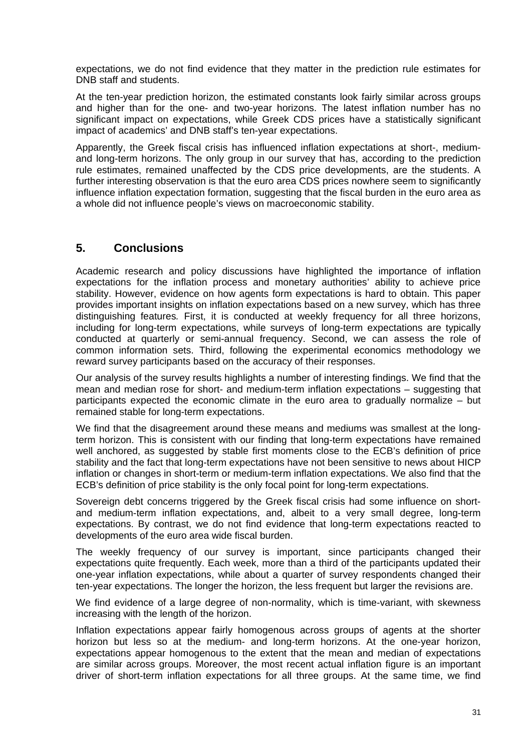expectations, we do not find evidence that they matter in the prediction rule estimates for DNB staff and students.

At the ten-year prediction horizon, the estimated constants look fairly similar across groups and higher than for the one- and two-year horizons. The latest inflation number has no significant impact on expectations, while Greek CDS prices have a statistically significant impact of academics' and DNB staff's ten-year expectations.

Apparently, the Greek fiscal crisis has influenced inflation expectations at short-, medium- and long-term horizons. The only group in our survey that has, according to the prediction rule estimates, remained unaffected by the CDS price developments, are the students. A further interesting observation is that the euro area CDS prices nowhere seem to significantly influence inflation expectation formation, suggesting that the fiscal burden in the euro area as a whole did not influence people's views on macroeconomic stability.

## 5. Conclusions

Academic research and policy discussions have highlighted the importance of inflation expectations for the inflation process and monetary authorities' ability to achieve price stability. However, evidence on how agents form expectations is hard to obtain. This paper provides important insights on inflation expectations based on a new survey, which has three distinguishing features. First, it is conducted at weekly frequency for all three horizons, including for long-term expectations, while surveys of long-term expectations are typically conducted at quarterly or semi-annual frequency. Second, we can assess the role of common information sets. Third, following the experimental economics methodology we reward survey participants based on the accuracy of their responses.

Our analysis of the survey results highlights a number of interesting findings. We find that the mean and median rose for short- and medium-term inflation expectations – suggesting that participants expected the economic climate in the euro area to gradually normalize – but remained stable for long-term expectations.

We find that the disagreement around these means and mediums was smallest at the long-term horizon. This is consistent with our finding that long-term expectations have remained well anchored, as suggested by stable first moments close to the ECB's definition of price stability and the fact that long-term expectations have not been sensitive to news about HICP inflation or changes in short-term or medium-term inflation expectations. We also find that the ECB's definition of price stability is the only focal point for long-term expectations.

Sovereign debt concerns triggered by the Greek fiscal crisis had some influence on short- and medium-term inflation expectations, and, albeit to a very small degree, long-term expectations. By contrast, we do not find evidence that long-term expectations reacted to developments of the euro area wide fiscal burden.

The weekly frequency of our survey is important, since participants changed their expectations quite frequently. Each week, more than a third of the participants updated their one-year inflation expectations, while about a quarter of survey respondents changed their ten-year expectations. The longer the horizon, the less frequent but larger the revisions are.

We find evidence of a large degree of non-normality, which is time-variant, with skewness increasing with the length of the horizon.

Inflation expectations appear fairly homogenous across groups of agents at the shorter horizon but less so at the medium- and long-term horizons. At the one-year horizon, expectations appear homogenous to the extent that the mean and median of expectations are similar across groups. Moreover, the most recent actual inflation figure is an important driver of short-term inflation expectations for all three groups. At the same time, we find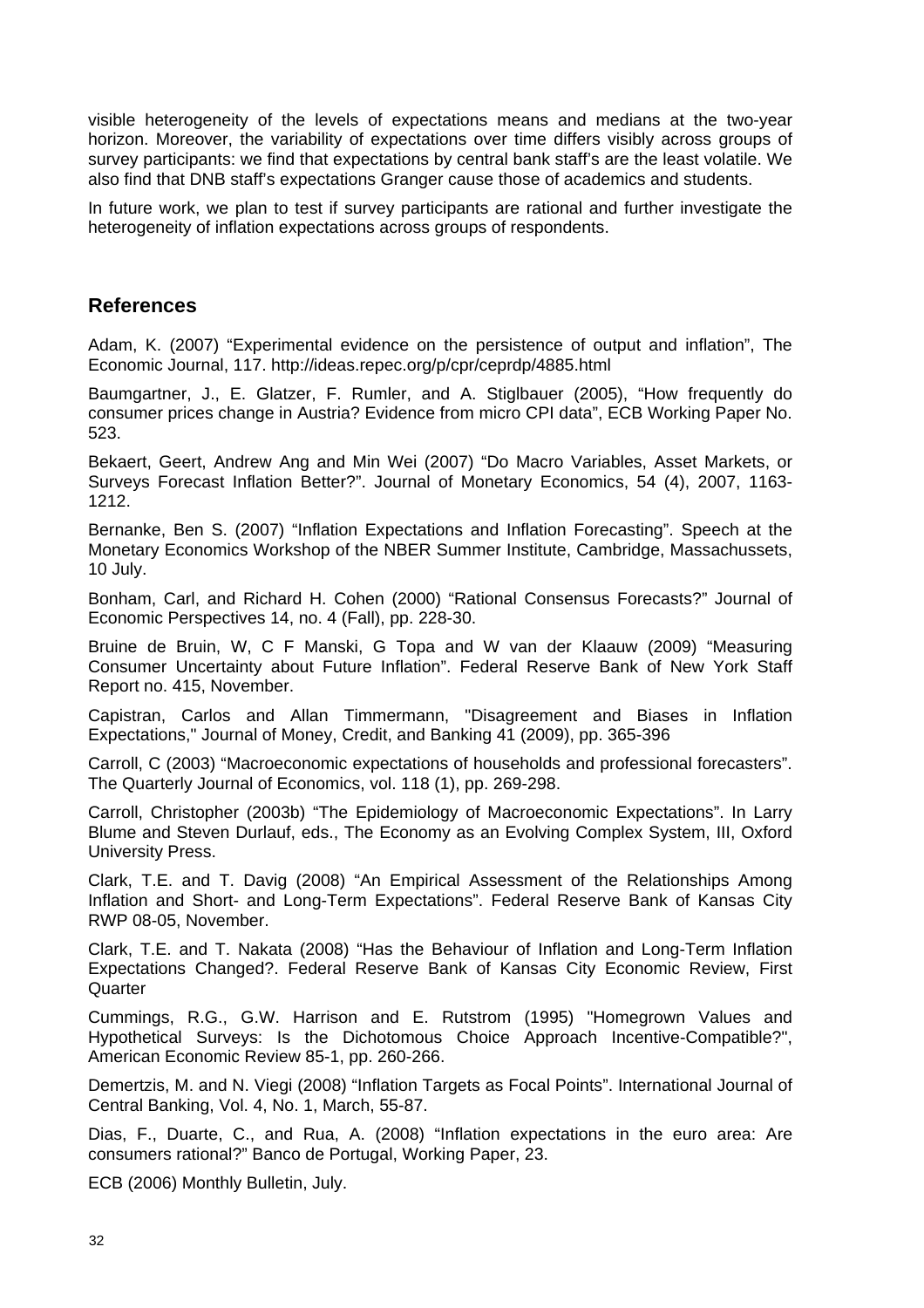visible heterogeneity of the levels of expectations means and medians at the two-year horizon. Moreover, the variability of expectations over time differs visibly across groups of survey participants: we find that expectations by central bank staff's are the least volatile. We also find that DNB staff's expectations Granger cause those of academics and students.

In future work, we plan to test if survey participants are rational and further investigate the heterogeneity of inflation expectations across groups of respondents.

## References

Adam, K. (2007) "Experimental evidence on the persistence of output and inflation", The Economic Journal, 117. http://ideas.repec.org/p/cpr/ceprdp/4885.html

Baumgartner, J., E. Glatzer, F. Rumler, and A. Stiglbauer (2005), "How frequently do consumer prices change in Austria? Evidence from micro CPI data", ECB Working Paper No. 523.

Bekaert, Geert, Andrew Ang and Min Wei (2007) "Do Macro Variables, Asset Markets, or Surveys Forecast Inflation Better?". Journal of Monetary Economics, 54 (4), 2007, 1163-1212.

Bernanke, Ben S. (2007) "Inflation Expectations and Inflation Forecasting". Speech at the Monetary Economics Workshop of the NBER Summer Institute, Cambridge, Massachussets, 10 July.

Bonham, Carl, and Richard H. Cohen (2000) "Rational Consensus Forecasts?" Journal of Economic Perspectives 14, no. 4 (Fall), pp. 228-30.

Bruine de Bruin, W, C F Manski, G Topa and W van der Klaauw (2009) "Measuring Consumer Uncertainty about Future Inflation". Federal Reserve Bank of New York Staff Report no. 415, November.

Capistran, Carlos and Allan Timmermann, "Disagreement and Biases in Inflation Expectations," Journal of Money, Credit, and Banking 41 (2009), pp. 365-396

Carroll, C (2003) "Macroeconomic expectations of households and professional forecasters". The Quarterly Journal of Economics, vol. 118 (1), pp. 269-298.

Carroll, Christopher (2003b) "The Epidemiology of Macroeconomic Expectations". In Larry Blume and Steven Durlauf, eds., The Economy as an Evolving Complex System, III, Oxford University Press.

Clark, T.E. and T. Davig (2008) "An Empirical Assessment of the Relationships Among Inflation and Short- and Long-Term Expectations". Federal Reserve Bank of Kansas City RWP 08-05, November.

Clark, T.E. and T. Nakata (2008) "Has the Behaviour of Inflation and Long-Term Inflation Expectations Changed?. Federal Reserve Bank of Kansas City Economic Review, First Quarter

Cummings, R.G., G.W. Harrison and E. Rutstrom (1995) "Homegrown Values and Hypothetical Surveys: Is the Dichotomous Choice Approach Incentive-Compatible?", American Economic Review 85-1, pp. 260-266.

Demertzis, M. and N. Viegi (2008) "Inflation Targets as Focal Points". International Journal of Central Banking, Vol. 4, No. 1, March, 55-87.

Dias, F., Duarte, C., and Rua, A. (2008) "Inflation expectations in the euro area: Are consumers rational?" Banco de Portugal, Working Paper, 23.

ECB (2006) Monthly Bulletin, July.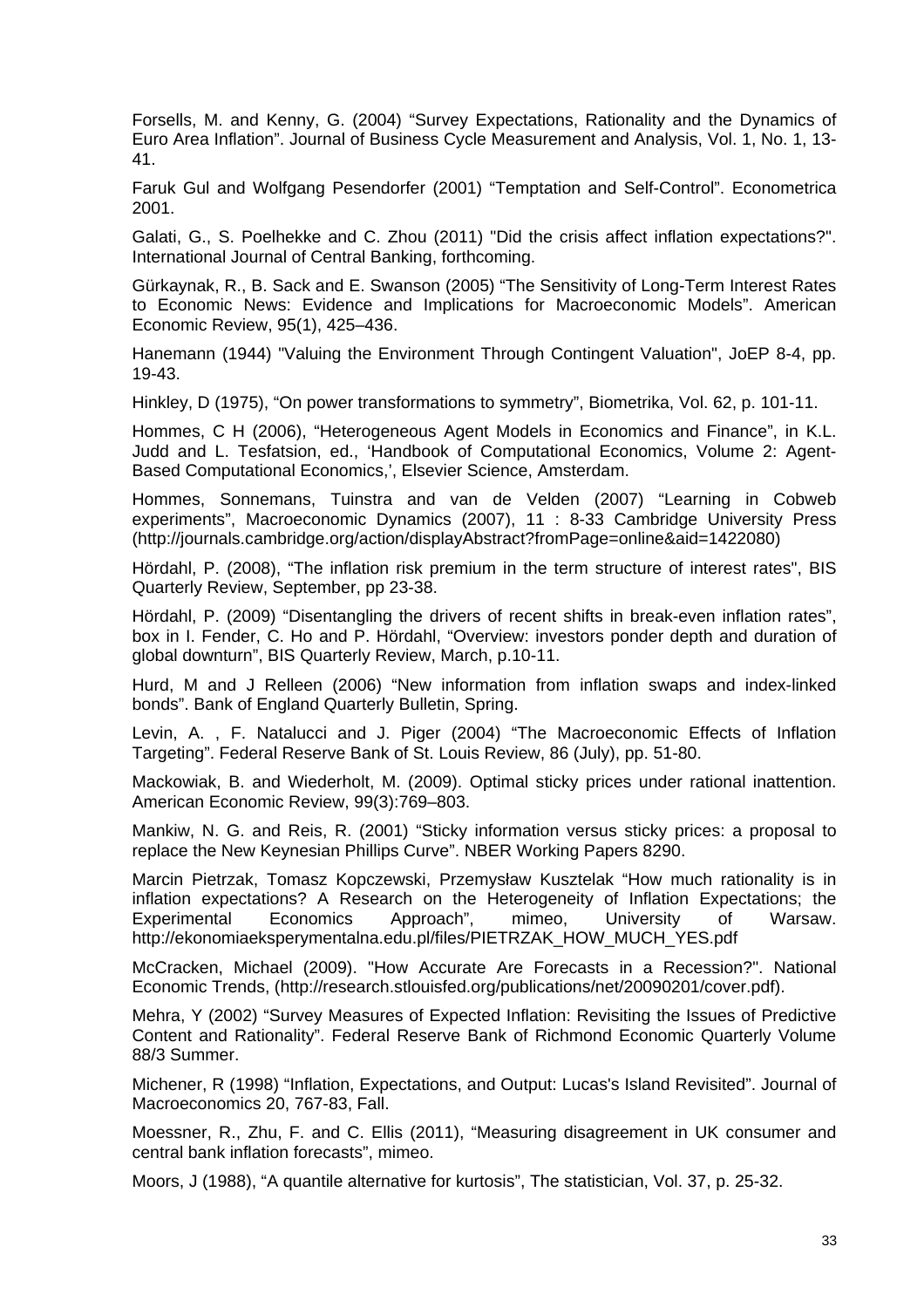Forsells, M. and Kenny, G. (2004) “Survey Expectations, Rationality and the Dynamics of Euro Area Inflation”. Journal of Business Cycle Measurement and Analysis, Vol. 1, No. 1, 13-41.

Faruk Gul and Wolfgang Pesendorfer (2001) “Temptation and Self-Control”. Econometrica 2001.

Galati, G., S. Poelhekke and C. Zhou (2011) "Did the crisis affect inflation expectations?". International Journal of Central Banking, forthcoming.

Gürkaynak, R., B. Sack and E. Swanson (2005) “The Sensitivity of Long-Term Interest Rates to Economic News: Evidence and Implications for Macroeconomic Models”. American Economic Review, 95(1), 425–436.

Hanemann (1944) "Valuing the Environment Through Contingent Valuation", JoEP 8-4, pp. 19-43.

Hinkley, D (1975), “On power transformations to symmetry”, Biometrika, Vol. 62, p. 101-11.

Hommes, C H (2006), “Heterogeneous Agent Models in Economics and Finance”, in K.L. Judd and L. Tesfatsion, ed., ‘Handbook of Computational Economics, Volume 2: Agent-Based Computational Economics,’, Elsevier Science, Amsterdam.

Hommes, Sonnemans, Tuinstra and van de Velden (2007) “Learning in Cobweb experiments”, Macroeconomic Dynamics (2007), 11 : 8-33 Cambridge University Press (http://journals.cambridge.org/action/displayAbstract?fromPage=online&aid=1422080)

Hördahl, P. (2008), “The inflation risk premium in the term structure of interest rates", BIS Quarterly Review, September, pp 23-38.

Hördahl, P. (2009) “Disentangling the drivers of recent shifts in break-even inflation rates”, box in I. Fender, C. Ho and P. Hördahl, “Overview: investors ponder depth and duration of global downturn”, BIS Quarterly Review, March, p.10-11.

Hurd, M and J Relleen (2006) “New information from inflation swaps and index-linked bonds”. Bank of England Quarterly Bulletin, Spring.

Levin, A. , F. Natalucci and J. Piger (2004) “The Macroeconomic Effects of Inflation Targeting”. Federal Reserve Bank of St. Louis Review, 86 (July), pp. 51-80.

Mackowiak, B. and Wiederholt, M. (2009). Optimal sticky prices under rational inattention. American Economic Review, 99(3):769–803.

Mankiw, N. G. and Reis, R. (2001) “Sticky information versus sticky prices: a proposal to replace the New Keynesian Phillips Curve”. NBER Working Papers 8290.

Marcin Pietrzak, Tomasz Kopczewski, Przemysław Kusztelak “How much rationality is in inflation expectations? A Research on the Heterogeneity of Inflation Expectations; the Experimental Economics Approach”, mimeo, University of Warsaw. http://ekonomiaeksperymentalna.edu.pl/files/PIETRZAK_HOW_MUCH_YES.pdf

McCracken, Michael (2009). "How Accurate Are Forecasts in a Recession?". National Economic Trends, (http://research.stlouisfed.org/publications/net/20090201/cover.pdf).

Mehra, Y (2002) “Survey Measures of Expected Inflation: Revisiting the Issues of Predictive Content and Rationality”. Federal Reserve Bank of Richmond Economic Quarterly Volume 88/3 Summer.

Michener, R (1998) “Inflation, Expectations, and Output: Lucas's Island Revisited”. Journal of Macroeconomics 20, 767-83, Fall.

Moessner, R., Zhu, F. and C. Ellis (2011), “Measuring disagreement in UK consumer and central bank inflation forecasts”, mimeo.

Moors, J (1988), “A quantile alternative for kurtosis”, The statistician, Vol. 37, p. 25-32.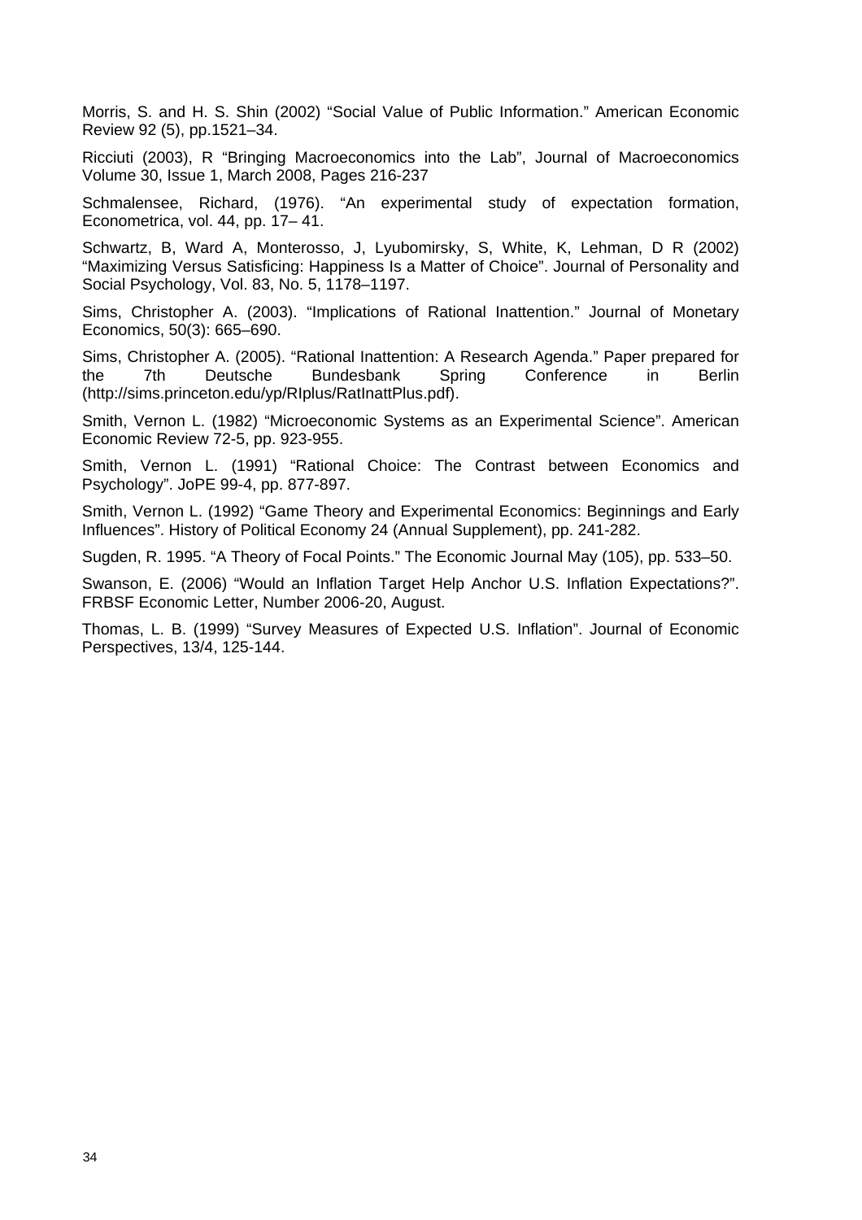Morris, S. and H. S. Shin (2002) "Social Value of Public Information." American Economic Review 92 (5), pp.1521–34.

Ricciuti (2003), R "Bringing Macroeconomics into the Lab", Journal of Macroeconomics Volume 30, Issue 1, March 2008, Pages 216-237

Schmalensee, Richard, (1976). "An experimental study of expectation formation, Econometrica, vol. 44, pp. 17– 41.

Schwartz, B, Ward A, Monterosso, J, Lyubomirsky, S, White, K, Lehman, D R (2002) "Maximizing Versus Satisficing: Happiness Is a Matter of Choice". Journal of Personality and Social Psychology, Vol. 83, No. 5, 1178–1197.

Sims, Christopher A. (2003). "Implications of Rational Inattention." Journal of Monetary Economics, 50(3): 665–690.

Sims, Christopher A. (2005). "Rational Inattention: A Research Agenda." Paper prepared for the 7th Deutsche Bundesbank Spring Conference in Berlin (http://sims.princeton.edu/yp/RIplus/RatInattPlus.pdf).

Smith, Vernon L. (1982) "Microeconomic Systems as an Experimental Science". American Economic Review 72-5, pp. 923-955.

Smith, Vernon L. (1991) "Rational Choice: The Contrast between Economics and Psychology". JoPE 99-4, pp. 877-897.

Smith, Vernon L. (1992) "Game Theory and Experimental Economics: Beginnings and Early Influences". History of Political Economy 24 (Annual Supplement), pp. 241-282.

Sugden, R. 1995. "A Theory of Focal Points." The Economic Journal May (105), pp. 533–50.

Swanson, E. (2006) "Would an Inflation Target Help Anchor U.S. Inflation Expectations?". FRBSF Economic Letter, Number 2006-20, August.

Thomas, L. B. (1999) "Survey Measures of Expected U.S. Inflation". Journal of Economic Perspectives, 13/4, 125-144.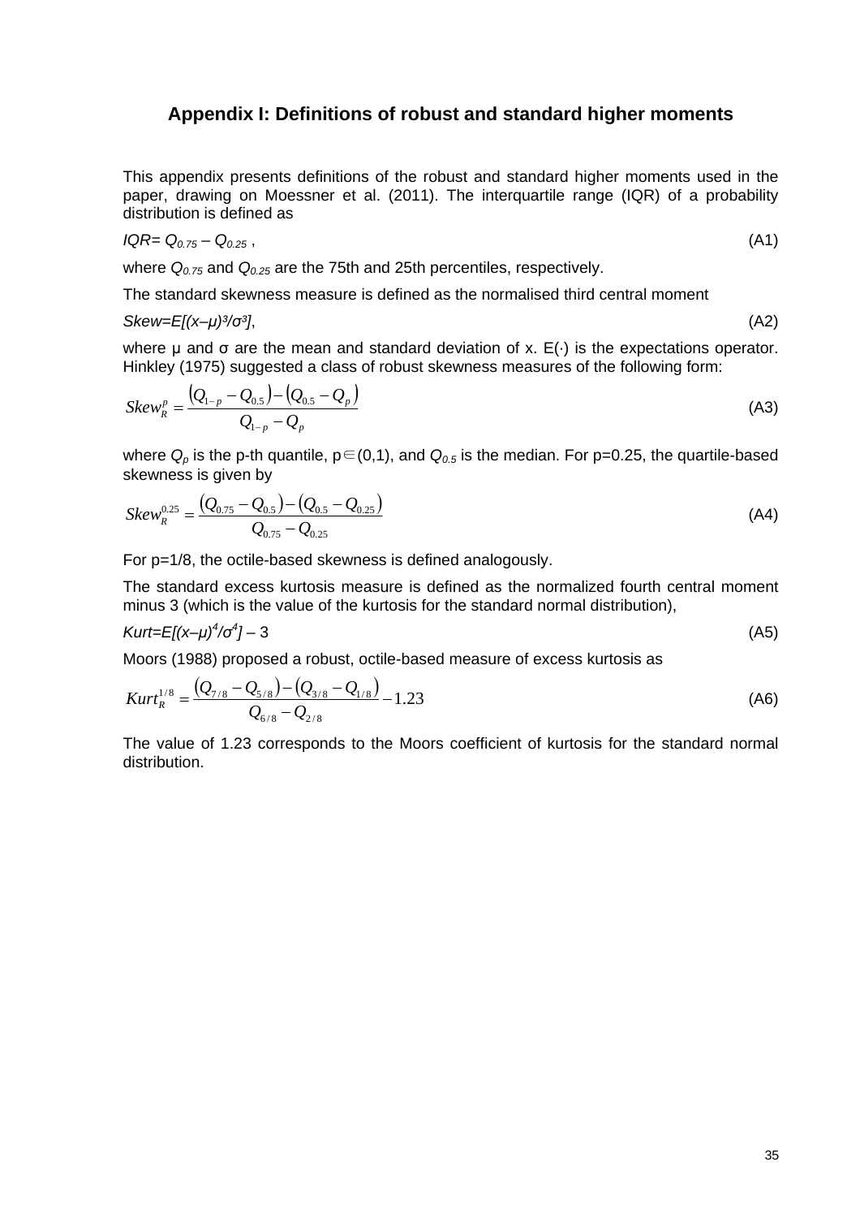## Appendix I: Definitions of robust and standard higher moments

This appendix presents definitions of the robust and standard higher moments used in the paper, drawing on Moessner et al. (2011). The interquartile range (IQR) of a probability distribution is defined as

$$IQR = Q_{0.75} - Q_{0.25}\ , \tag{A1}$$

where $Q_{0.75}$ and $Q_{0.25}$ are the 75th and 25th percentiles, respectively.

The standard skewness measure is defined as the normalised third central moment

$$Skew = E[(x-\mu)^3/\sigma^3], \tag{A2}$$

where μ and σ are the mean and standard deviation of x. E(·) is the expectations operator. Hinkley (1975) suggested a class of robust skewness measures of the following form:

$$Skew_R^p = \frac{\left(Q_{1-p} - Q_{0.5}\right) - \left(Q_{0.5} - Q_p\right)}{Q_{1-p} - Q_p} \tag{A3}$$

where $Q_p$ is the p-th quantile, $p \in (0,1)$, and $Q_{0.5}$ is the median. For p=0.25, the quartile-based skewness is given by

$$Skew_R^{0.25} = \frac{\left(Q_{0.75} - Q_{0.5}\right) - \left(Q_{0.5} - Q_{0.25}\right)}{Q_{0.75} - Q_{0.25}} \tag{A4}$$

For p=1/8, the octile-based skewness is defined analogously.

The standard excess kurtosis measure is defined as the normalized fourth central moment minus 3 (which is the value of the kurtosis for the standard normal distribution),

$$Kurt = E[(x-\mu)^4/\sigma^4] - 3 \tag{A5}$$

Moors (1988) proposed a robust, octile-based measure of excess kurtosis as

$$Kurt_R^{1/8} = \frac{\left(Q_{7/8} - Q_{5/8}\right) - \left(Q_{3/8} - Q_{1/8}\right)}{Q_{6/8} - Q_{2/8}} - 1.23 \tag{A6}$$

The value of 1.23 corresponds to the Moors coefficient of kurtosis for the standard normal distribution.